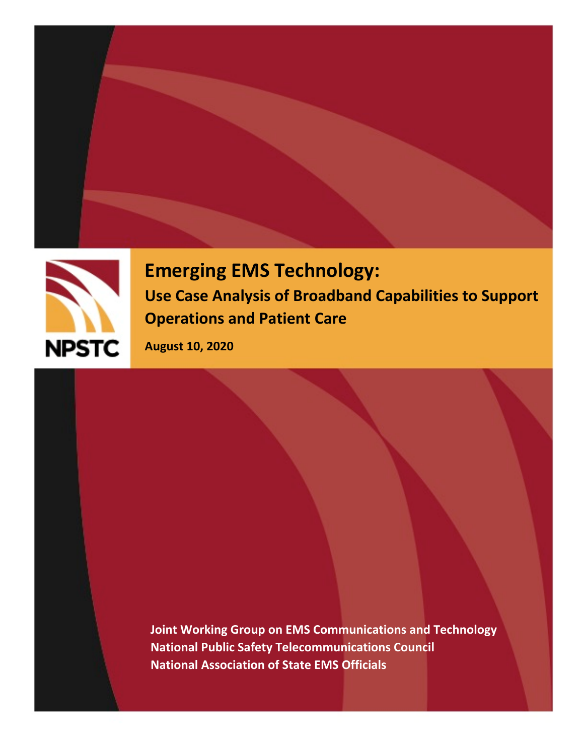NPSTC

# Emerging EMS Technology:

## Use Case Analysis of Broadband Capabilities to Support Operations and Patient Care

**August 10, 2020**

**Joint Working Group on EMS Communications and Technology**
**National Public Safety Telecommunications Council**
**National Association of State EMS Officials**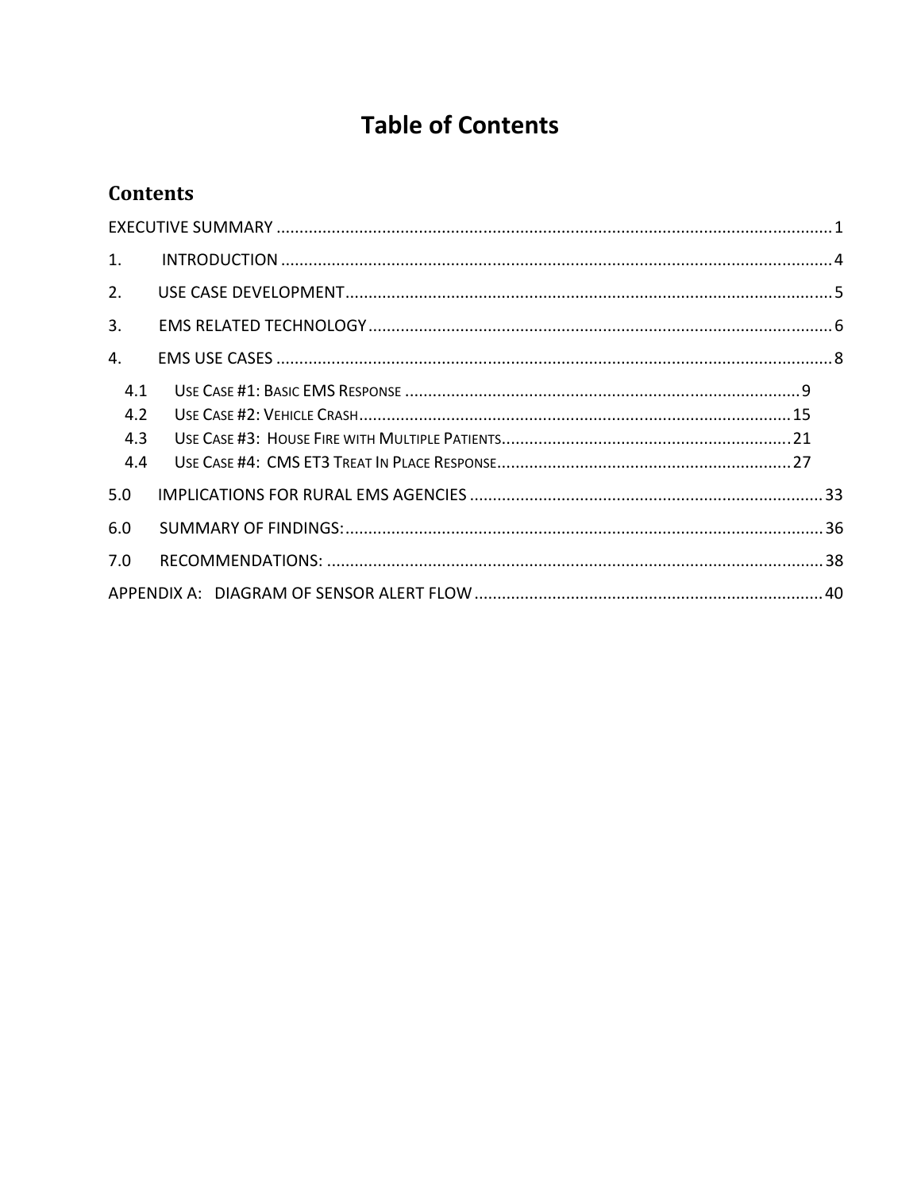# Table of Contents

## Contents

EXECUTIVE SUMMARY ........................................................................................................................ 1

1. INTRODUCTION ....................................................................................................................... 4

2. USE CASE DEVELOPMENT......................................................................................................... 5

3. EMS RELATED TECHNOLOGY .................................................................................................... 6

4. EMS USE CASES ........................................................................................................................ 8

   4.1 USE CASE #1: BASIC EMS RESPONSE ........................................................................................ 9

   4.2 USE CASE #2: VEHICLE CRASH ................................................................................................ 15

   4.3 USE CASE #3: HOUSE FIRE WITH MULTIPLE PATIENTS ............................................................... 21

   4.4 USE CASE #4: CMS ET3 TREAT IN PLACE RESPONSE ................................................................ 27

5.0 IMPLICATIONS FOR RURAL EMS AGENCIES ............................................................................ 33

6.0 SUMMARY OF FINDINGS: ....................................................................................................... 36

7.0 RECOMMENDATIONS: ........................................................................................................... 38

APPENDIX A: DIAGRAM OF SENSOR ALERT FLOW ........................................................................... 40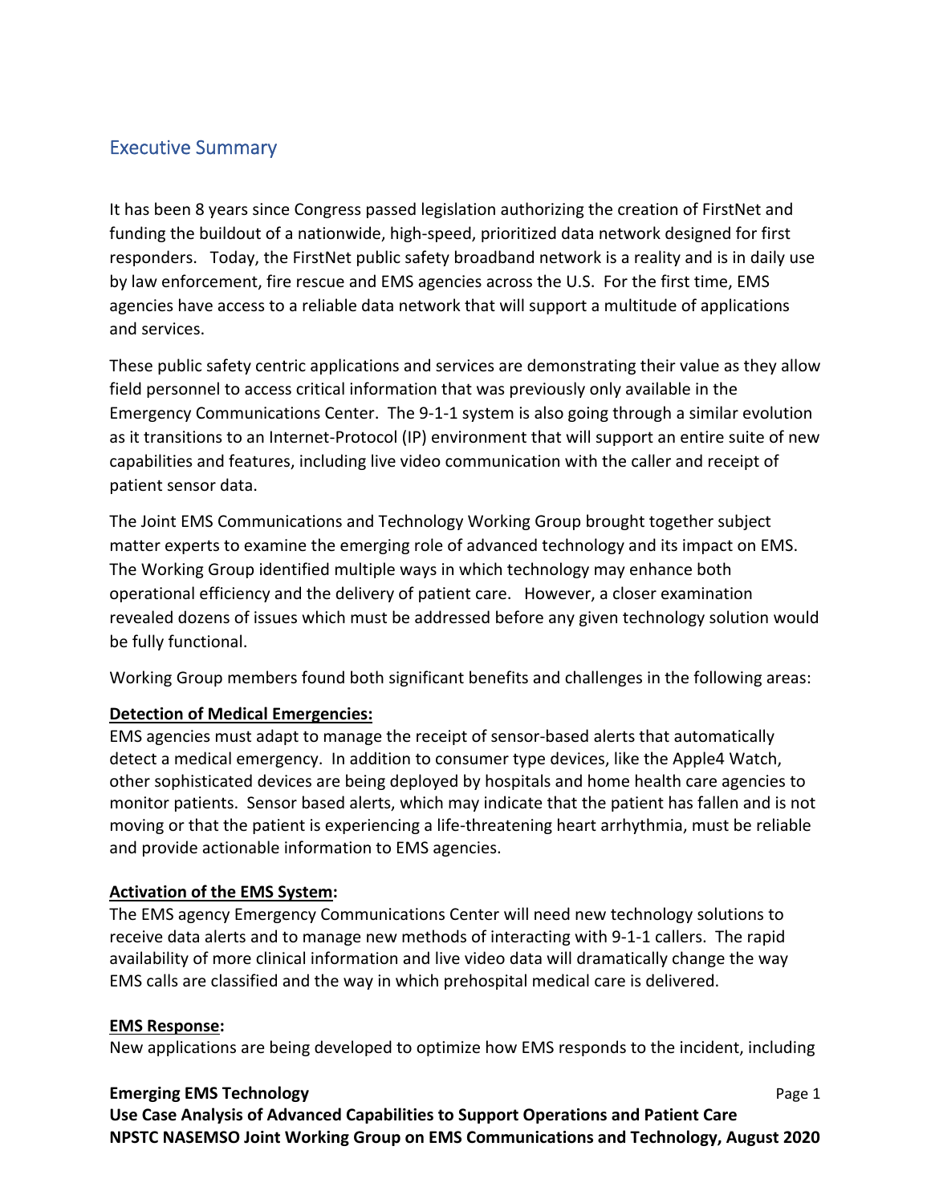## Executive Summary

It has been 8 years since Congress passed legislation authorizing the creation of FirstNet and funding the buildout of a nationwide, high-speed, prioritized data network designed for first responders. Today, the FirstNet public safety broadband network is a reality and is in daily use by law enforcement, fire rescue and EMS agencies across the U.S. For the first time, EMS agencies have access to a reliable data network that will support a multitude of applications and services.

These public safety centric applications and services are demonstrating their value as they allow field personnel to access critical information that was previously only available in the Emergency Communications Center. The 9-1-1 system is also going through a similar evolution as it transitions to an Internet-Protocol (IP) environment that will support an entire suite of new capabilities and features, including live video communication with the caller and receipt of patient sensor data.

The Joint EMS Communications and Technology Working Group brought together subject matter experts to examine the emerging role of advanced technology and its impact on EMS. The Working Group identified multiple ways in which technology may enhance both operational efficiency and the delivery of patient care. However, a closer examination revealed dozens of issues which must be addressed before any given technology solution would be fully functional.

Working Group members found both significant benefits and challenges in the following areas:

**Detection of Medical Emergencies:**
EMS agencies must adapt to manage the receipt of sensor-based alerts that automatically detect a medical emergency. In addition to consumer type devices, like the Apple4 Watch, other sophisticated devices are being deployed by hospitals and home health care agencies to monitor patients. Sensor based alerts, which may indicate that the patient has fallen and is not moving or that the patient is experiencing a life-threatening heart arrhythmia, must be reliable and provide actionable information to EMS agencies.

**Activation of the EMS System:**
The EMS agency Emergency Communications Center will need new technology solutions to receive data alerts and to manage new methods of interacting with 9-1-1 callers. The rapid availability of more clinical information and live video data will dramatically change the way EMS calls are classified and the way in which prehospital medical care is delivered.

**EMS Response:**
New applications are being developed to optimize how EMS responds to the incident, including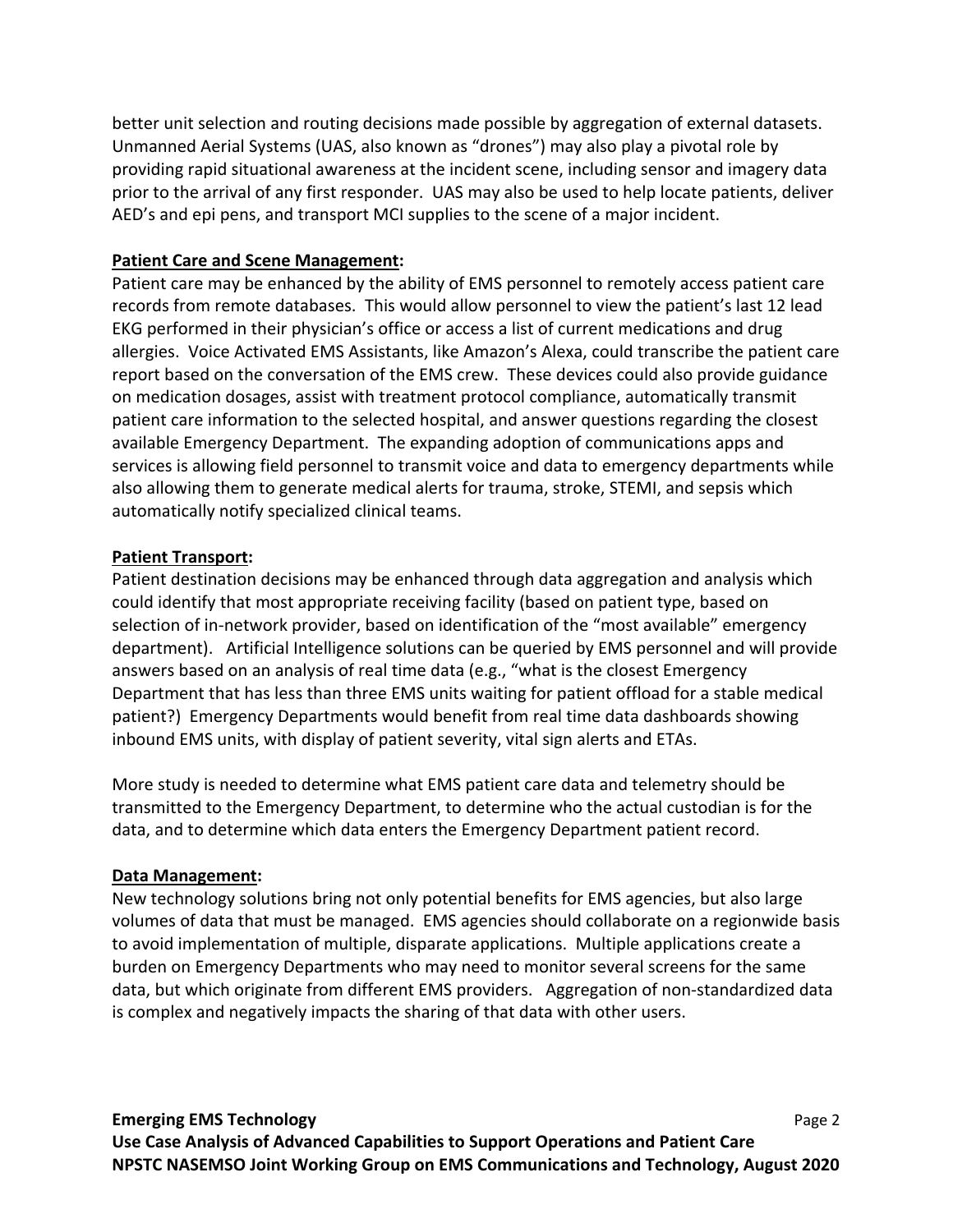better unit selection and routing decisions made possible by aggregation of external datasets. Unmanned Aerial Systems (UAS, also known as "drones") may also play a pivotal role by providing rapid situational awareness at the incident scene, including sensor and imagery data prior to the arrival of any first responder. UAS may also be used to help locate patients, deliver AED's and epi pens, and transport MCI supplies to the scene of a major incident.

**Patient Care and Scene Management:**

Patient care may be enhanced by the ability of EMS personnel to remotely access patient care records from remote databases. This would allow personnel to view the patient's last 12 lead EKG performed in their physician's office or access a list of current medications and drug allergies. Voice Activated EMS Assistants, like Amazon's Alexa, could transcribe the patient care report based on the conversation of the EMS crew. These devices could also provide guidance on medication dosages, assist with treatment protocol compliance, automatically transmit patient care information to the selected hospital, and answer questions regarding the closest available Emergency Department. The expanding adoption of communications apps and services is allowing field personnel to transmit voice and data to emergency departments while also allowing them to generate medical alerts for trauma, stroke, STEMI, and sepsis which automatically notify specialized clinical teams.

**Patient Transport:**

Patient destination decisions may be enhanced through data aggregation and analysis which could identify that most appropriate receiving facility (based on patient type, based on selection of in-network provider, based on identification of the "most available" emergency department). Artificial Intelligence solutions can be queried by EMS personnel and will provide answers based on an analysis of real time data (e.g., "what is the closest Emergency Department that has less than three EMS units waiting for patient offload for a stable medical patient?) Emergency Departments would benefit from real time data dashboards showing inbound EMS units, with display of patient severity, vital sign alerts and ETAs.

More study is needed to determine what EMS patient care data and telemetry should be transmitted to the Emergency Department, to determine who the actual custodian is for the data, and to determine which data enters the Emergency Department patient record.

**Data Management:**

New technology solutions bring not only potential benefits for EMS agencies, but also large volumes of data that must be managed. EMS agencies should collaborate on a regionwide basis to avoid implementation of multiple, disparate applications. Multiple applications create a burden on Emergency Departments who may need to monitor several screens for the same data, but which originate from different EMS providers. Aggregation of non-standardized data is complex and negatively impacts the sharing of that data with other users.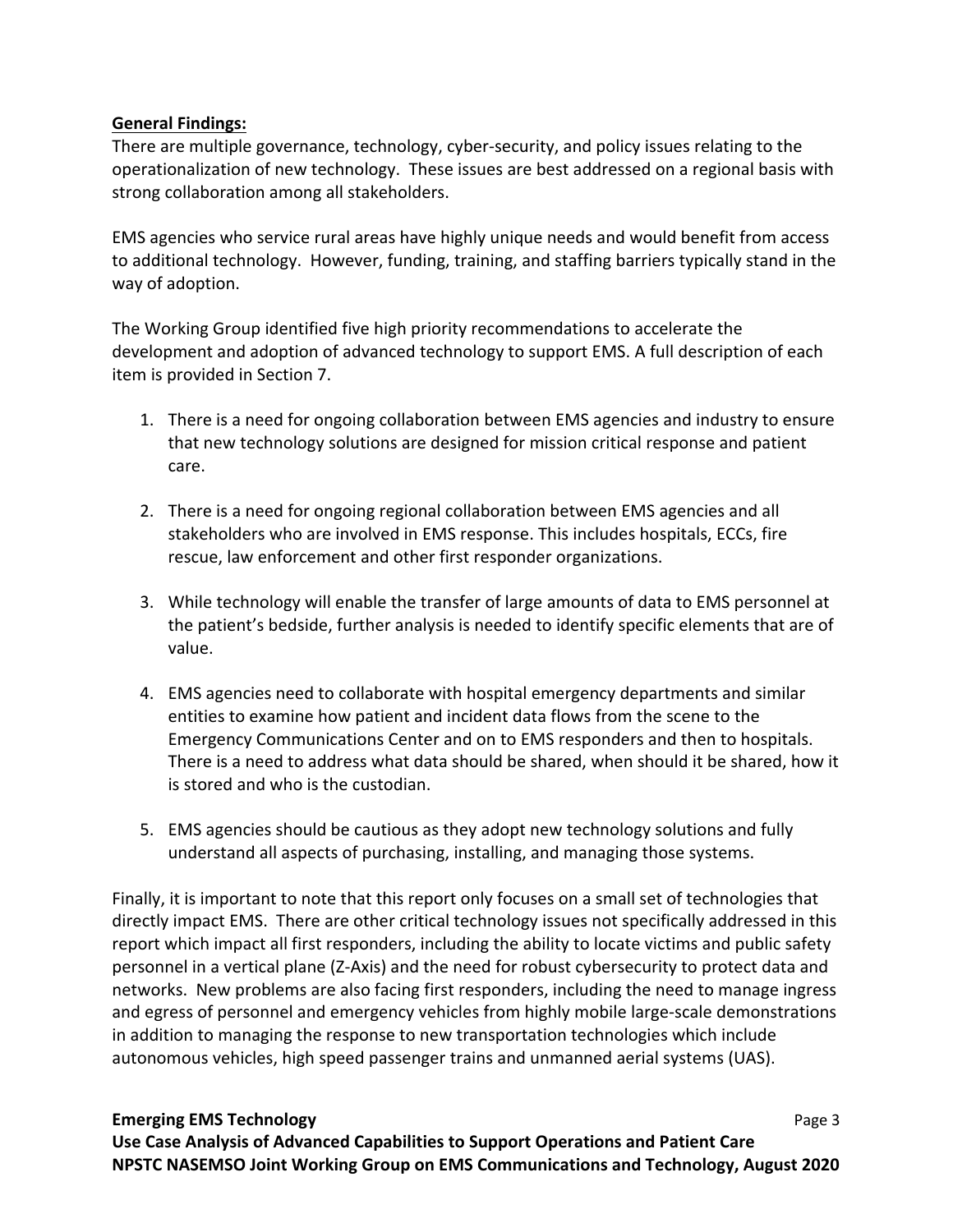**General Findings:**

There are multiple governance, technology, cyber-security, and policy issues relating to the operationalization of new technology. These issues are best addressed on a regional basis with strong collaboration among all stakeholders.

EMS agencies who service rural areas have highly unique needs and would benefit from access to additional technology. However, funding, training, and staffing barriers typically stand in the way of adoption.

The Working Group identified five high priority recommendations to accelerate the development and adoption of advanced technology to support EMS. A full description of each item is provided in Section 7.

1. There is a need for ongoing collaboration between EMS agencies and industry to ensure that new technology solutions are designed for mission critical response and patient care.

2. There is a need for ongoing regional collaboration between EMS agencies and all stakeholders who are involved in EMS response. This includes hospitals, ECCs, fire rescue, law enforcement and other first responder organizations.

3. While technology will enable the transfer of large amounts of data to EMS personnel at the patient's bedside, further analysis is needed to identify specific elements that are of value.

4. EMS agencies need to collaborate with hospital emergency departments and similar entities to examine how patient and incident data flows from the scene to the Emergency Communications Center and on to EMS responders and then to hospitals. There is a need to address what data should be shared, when should it be shared, how it is stored and who is the custodian.

5. EMS agencies should be cautious as they adopt new technology solutions and fully understand all aspects of purchasing, installing, and managing those systems.

Finally, it is important to note that this report only focuses on a small set of technologies that directly impact EMS. There are other critical technology issues not specifically addressed in this report which impact all first responders, including the ability to locate victims and public safety personnel in a vertical plane (Z-Axis) and the need for robust cybersecurity to protect data and networks. New problems are also facing first responders, including the need to manage ingress and egress of personnel and emergency vehicles from highly mobile large-scale demonstrations in addition to managing the response to new transportation technologies which include autonomous vehicles, high speed passenger trains and unmanned aerial systems (UAS).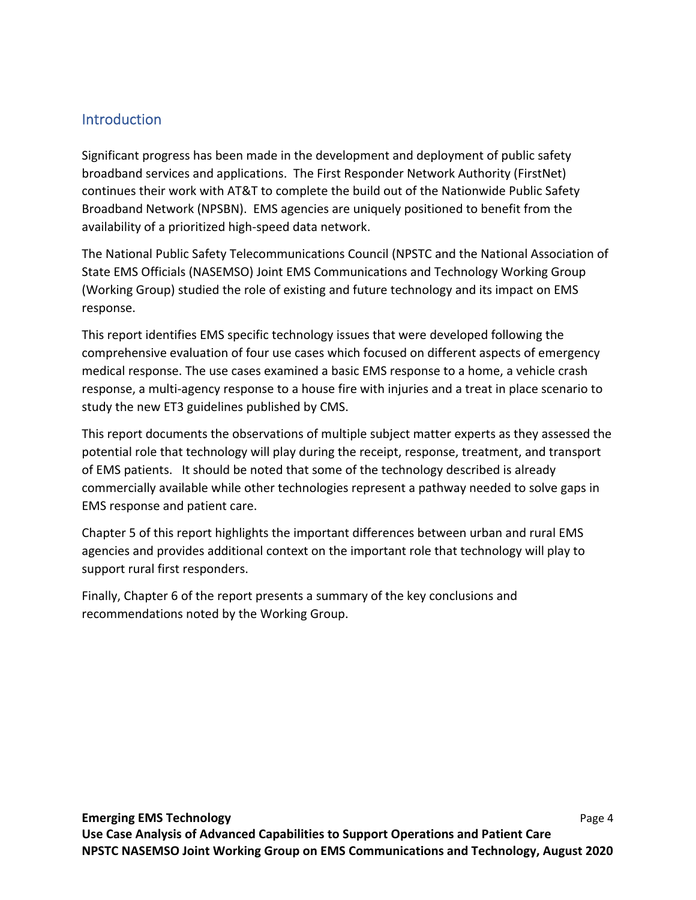## Introduction

Significant progress has been made in the development and deployment of public safety broadband services and applications. The First Responder Network Authority (FirstNet) continues their work with AT&T to complete the build out of the Nationwide Public Safety Broadband Network (NPSBN). EMS agencies are uniquely positioned to benefit from the availability of a prioritized high-speed data network.

The National Public Safety Telecommunications Council (NPSTC and the National Association of State EMS Officials (NASEMSO) Joint EMS Communications and Technology Working Group (Working Group) studied the role of existing and future technology and its impact on EMS response.

This report identifies EMS specific technology issues that were developed following the comprehensive evaluation of four use cases which focused on different aspects of emergency medical response. The use cases examined a basic EMS response to a home, a vehicle crash response, a multi-agency response to a house fire with injuries and a treat in place scenario to study the new ET3 guidelines published by CMS.

This report documents the observations of multiple subject matter experts as they assessed the potential role that technology will play during the receipt, response, treatment, and transport of EMS patients. It should be noted that some of the technology described is already commercially available while other technologies represent a pathway needed to solve gaps in EMS response and patient care.

Chapter 5 of this report highlights the important differences between urban and rural EMS agencies and provides additional context on the important role that technology will play to support rural first responders.

Finally, Chapter 6 of the report presents a summary of the key conclusions and recommendations noted by the Working Group.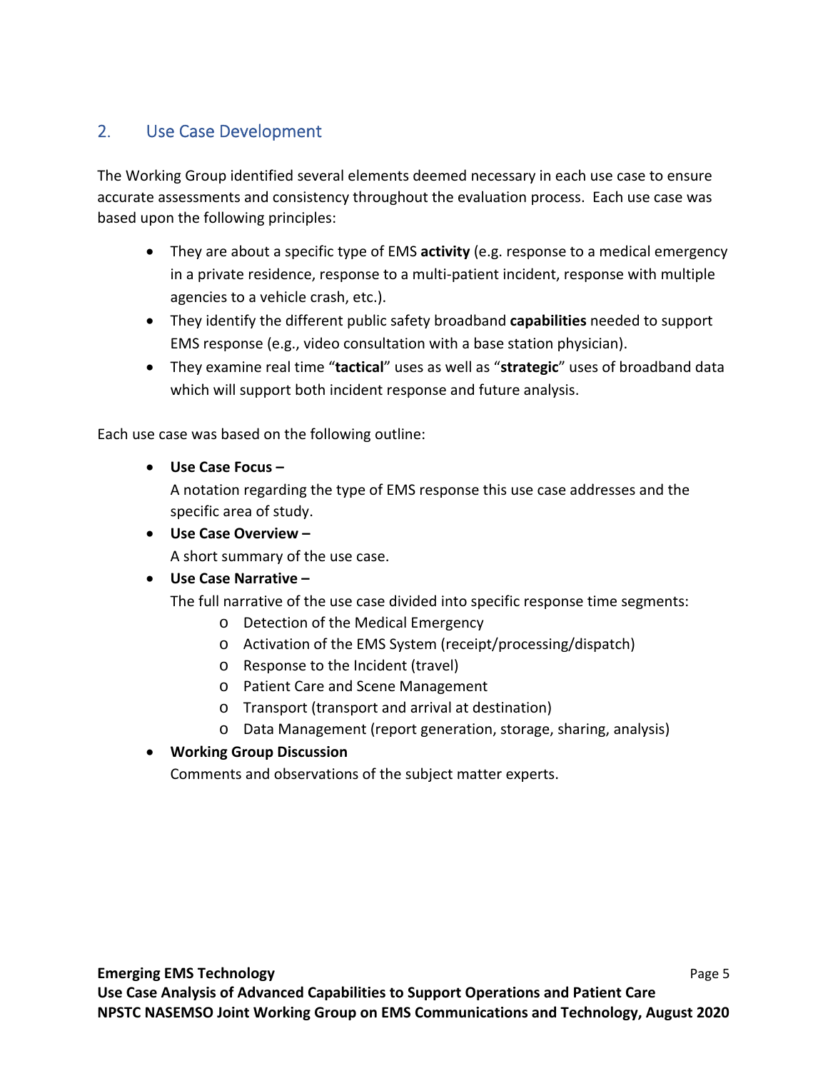## 2. Use Case Development

The Working Group identified several elements deemed necessary in each use case to ensure accurate assessments and consistency throughout the evaluation process. Each use case was based upon the following principles:

- They are about a specific type of EMS **activity** (e.g. response to a medical emergency in a private residence, response to a multi-patient incident, response with multiple agencies to a vehicle crash, etc.).
- They identify the different public safety broadband **capabilities** needed to support EMS response (e.g., video consultation with a base station physician).
- They examine real time "**tactical**" uses as well as "**strategic**" uses of broadband data which will support both incident response and future analysis.

Each use case was based on the following outline:

- **Use Case Focus –**
  A notation regarding the type of EMS response this use case addresses and the specific area of study.
- **Use Case Overview –**
  A short summary of the use case.
- **Use Case Narrative –**
  The full narrative of the use case divided into specific response time segments:
  - Detection of the Medical Emergency
  - Activation of the EMS System (receipt/processing/dispatch)
  - Response to the Incident (travel)
  - Patient Care and Scene Management
  - Transport (transport and arrival at destination)
  - Data Management (report generation, storage, sharing, analysis)
- **Working Group Discussion**
  Comments and observations of the subject matter experts.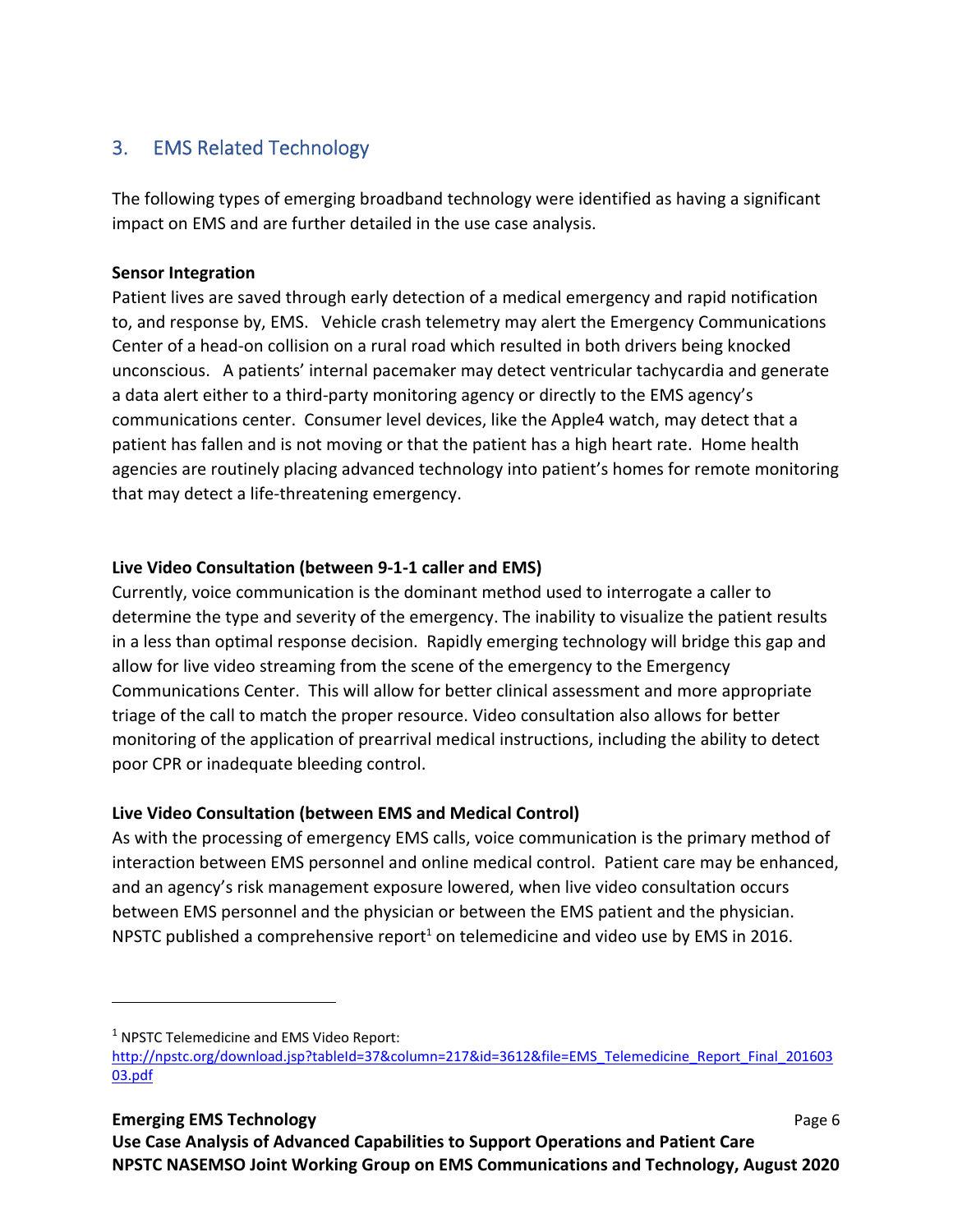## 3. EMS Related Technology

The following types of emerging broadband technology were identified as having a significant impact on EMS and are further detailed in the use case analysis.

**Sensor Integration**

Patient lives are saved through early detection of a medical emergency and rapid notification to, and response by, EMS. Vehicle crash telemetry may alert the Emergency Communications Center of a head-on collision on a rural road which resulted in both drivers being knocked unconscious. A patients' internal pacemaker may detect ventricular tachycardia and generate a data alert either to a third-party monitoring agency or directly to the EMS agency's communications center. Consumer level devices, like the Apple4 watch, may detect that a patient has fallen and is not moving or that the patient has a high heart rate. Home health agencies are routinely placing advanced technology into patient's homes for remote monitoring that may detect a life-threatening emergency.

**Live Video Consultation (between 9-1-1 caller and EMS)**

Currently, voice communication is the dominant method used to interrogate a caller to determine the type and severity of the emergency. The inability to visualize the patient results in a less than optimal response decision. Rapidly emerging technology will bridge this gap and allow for live video streaming from the scene of the emergency to the Emergency Communications Center. This will allow for better clinical assessment and more appropriate triage of the call to match the proper resource. Video consultation also allows for better monitoring of the application of prearrival medical instructions, including the ability to detect poor CPR or inadequate bleeding control.

**Live Video Consultation (between EMS and Medical Control)**

As with the processing of emergency EMS calls, voice communication is the primary method of interaction between EMS personnel and online medical control. Patient care may be enhanced, and an agency's risk management exposure lowered, when live video consultation occurs between EMS personnel and the physician or between the EMS patient and the physician. NPSTC published a comprehensive report[1] on telemedicine and video use by EMS in 2016.

---

[1] NPSTC Telemedicine and EMS Video Report: http://npstc.org/download.jsp?tableId=37&column=217&id=3612&file=EMS_Telemedicine_Report_Final_20160303.pdf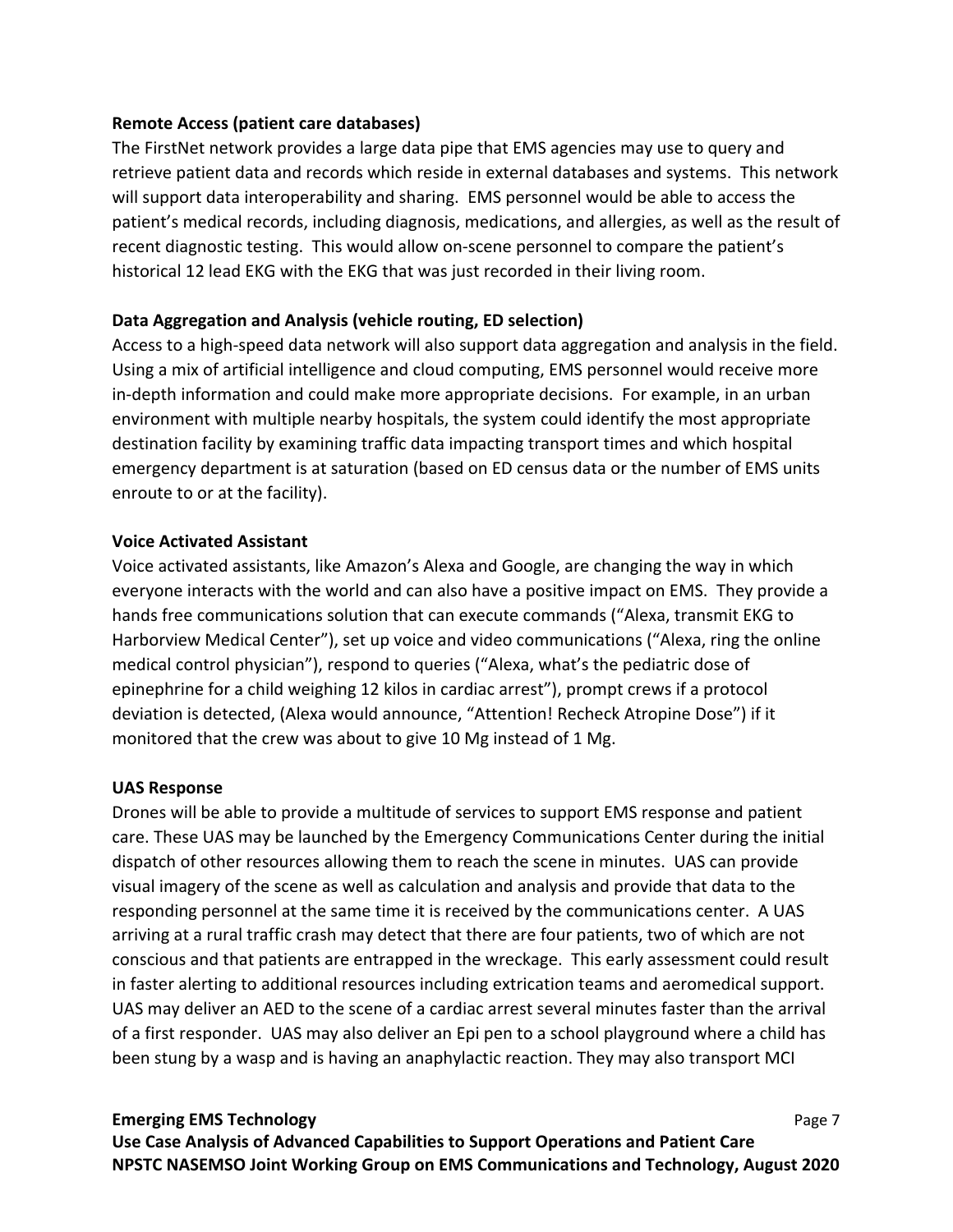**Remote Access (patient care databases)**

The FirstNet network provides a large data pipe that EMS agencies may use to query and retrieve patient data and records which reside in external databases and systems. This network will support data interoperability and sharing. EMS personnel would be able to access the patient's medical records, including diagnosis, medications, and allergies, as well as the result of recent diagnostic testing. This would allow on-scene personnel to compare the patient's historical 12 lead EKG with the EKG that was just recorded in their living room.

**Data Aggregation and Analysis (vehicle routing, ED selection)**

Access to a high-speed data network will also support data aggregation and analysis in the field. Using a mix of artificial intelligence and cloud computing, EMS personnel would receive more in-depth information and could make more appropriate decisions. For example, in an urban environment with multiple nearby hospitals, the system could identify the most appropriate destination facility by examining traffic data impacting transport times and which hospital emergency department is at saturation (based on ED census data or the number of EMS units enroute to or at the facility).

**Voice Activated Assistant**

Voice activated assistants, like Amazon's Alexa and Google, are changing the way in which everyone interacts with the world and can also have a positive impact on EMS. They provide a hands free communications solution that can execute commands ("Alexa, transmit EKG to Harborview Medical Center"), set up voice and video communications ("Alexa, ring the online medical control physician"), respond to queries ("Alexa, what's the pediatric dose of epinephrine for a child weighing 12 kilos in cardiac arrest"), prompt crews if a protocol deviation is detected, (Alexa would announce, "Attention! Recheck Atropine Dose") if it monitored that the crew was about to give 10 Mg instead of 1 Mg.

**UAS Response**

Drones will be able to provide a multitude of services to support EMS response and patient care. These UAS may be launched by the Emergency Communications Center during the initial dispatch of other resources allowing them to reach the scene in minutes. UAS can provide visual imagery of the scene as well as calculation and analysis and provide that data to the responding personnel at the same time it is received by the communications center. A UAS arriving at a rural traffic crash may detect that there are four patients, two of which are not conscious and that patients are entrapped in the wreckage. This early assessment could result in faster alerting to additional resources including extrication teams and aeromedical support. UAS may deliver an AED to the scene of a cardiac arrest several minutes faster than the arrival of a first responder. UAS may also deliver an Epi pen to a school playground where a child has been stung by a wasp and is having an anaphylactic reaction. They may also transport MCI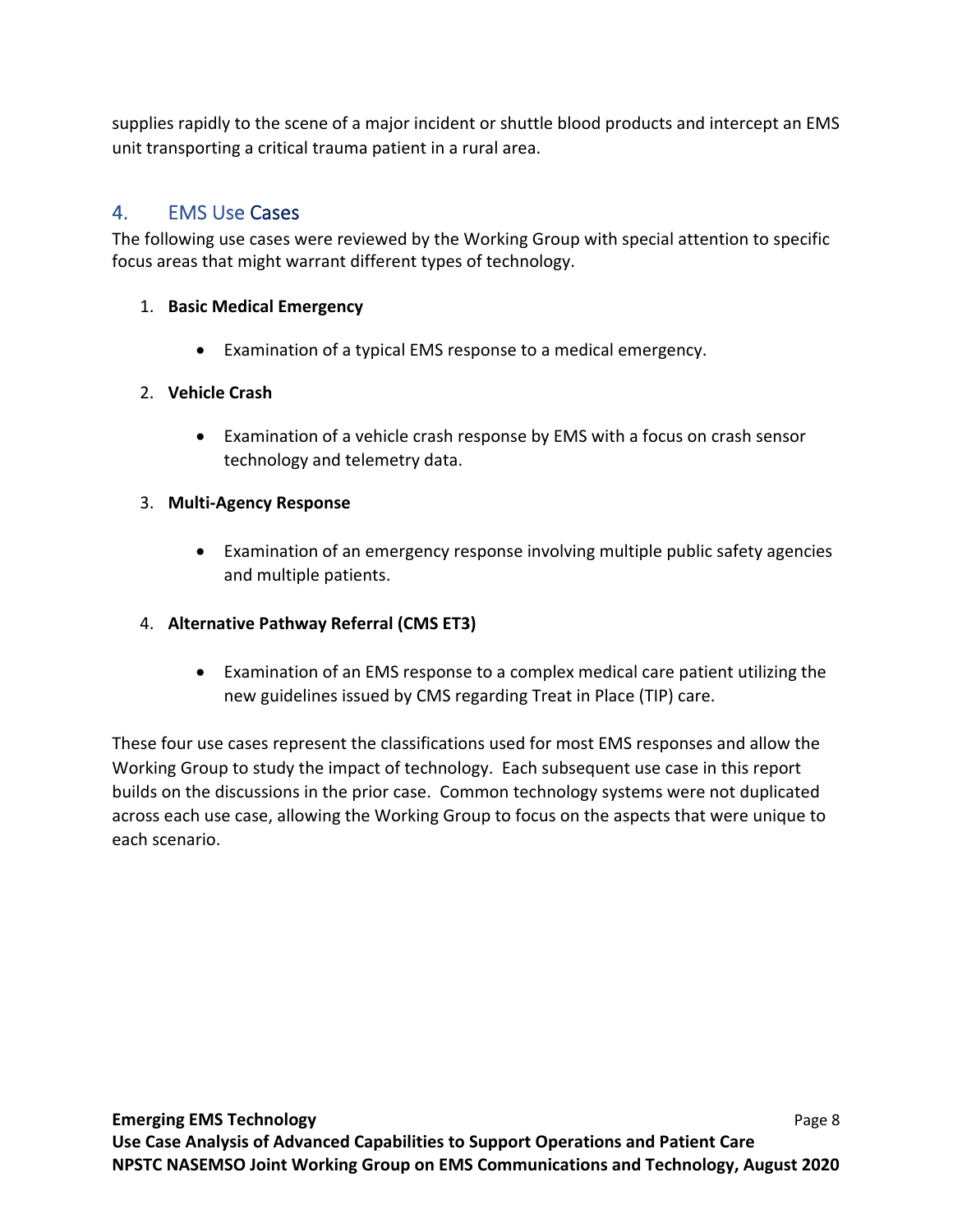supplies rapidly to the scene of a major incident or shuttle blood products and intercept an EMS unit transporting a critical trauma patient in a rural area.

## 4. EMS Use Cases

The following use cases were reviewed by the Working Group with special attention to specific focus areas that might warrant different types of technology.

1. **Basic Medical Emergency**
   - Examination of a typical EMS response to a medical emergency.
2. **Vehicle Crash**
   - Examination of a vehicle crash response by EMS with a focus on crash sensor technology and telemetry data.
3. **Multi-Agency Response**
   - Examination of an emergency response involving multiple public safety agencies and multiple patients.
4. **Alternative Pathway Referral (CMS ET3)**
   - Examination of an EMS response to a complex medical care patient utilizing the new guidelines issued by CMS regarding Treat in Place (TIP) care.

These four use cases represent the classifications used for most EMS responses and allow the Working Group to study the impact of technology. Each subsequent use case in this report builds on the discussions in the prior case. Common technology systems were not duplicated across each use case, allowing the Working Group to focus on the aspects that were unique to each scenario.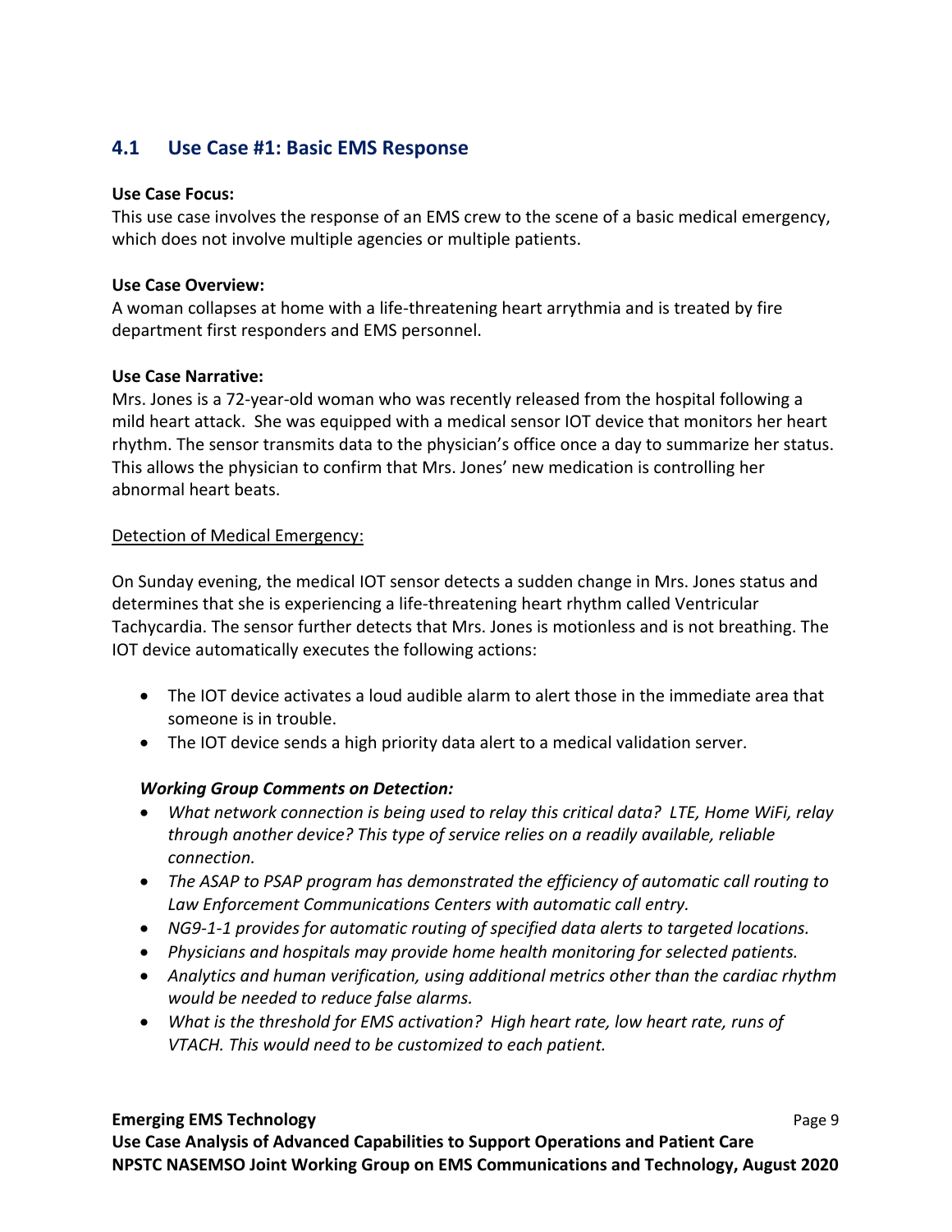## 4.1 Use Case #1: Basic EMS Response

**Use Case Focus:**

This use case involves the response of an EMS crew to the scene of a basic medical emergency, which does not involve multiple agencies or multiple patients.

**Use Case Overview:**

A woman collapses at home with a life-threatening heart arrythmia and is treated by fire department first responders and EMS personnel.

**Use Case Narrative:**

Mrs. Jones is a 72-year-old woman who was recently released from the hospital following a mild heart attack. She was equipped with a medical sensor IOT device that monitors her heart rhythm. The sensor transmits data to the physician's office once a day to summarize her status. This allows the physician to confirm that Mrs. Jones' new medication is controlling her abnormal heart beats.

<u>Detection of Medical Emergency:</u>

On Sunday evening, the medical IOT sensor detects a sudden change in Mrs. Jones status and determines that she is experiencing a life-threatening heart rhythm called Ventricular Tachycardia. The sensor further detects that Mrs. Jones is motionless and is not breathing. The IOT device automatically executes the following actions:

- The IOT device activates a loud audible alarm to alert those in the immediate area that someone is in trouble.
- The IOT device sends a high priority data alert to a medical validation server.

***Working Group Comments on Detection:***

- *What network connection is being used to relay this critical data? LTE, Home WiFi, relay through another device? This type of service relies on a readily available, reliable connection.*
- *The ASAP to PSAP program has demonstrated the efficiency of automatic call routing to Law Enforcement Communications Centers with automatic call entry.*
- *NG9-1-1 provides for automatic routing of specified data alerts to targeted locations.*
- *Physicians and hospitals may provide home health monitoring for selected patients.*
- *Analytics and human verification, using additional metrics other than the cardiac rhythm would be needed to reduce false alarms.*
- *What is the threshold for EMS activation? High heart rate, low heart rate, runs of VTACH. This would need to be customized to each patient.*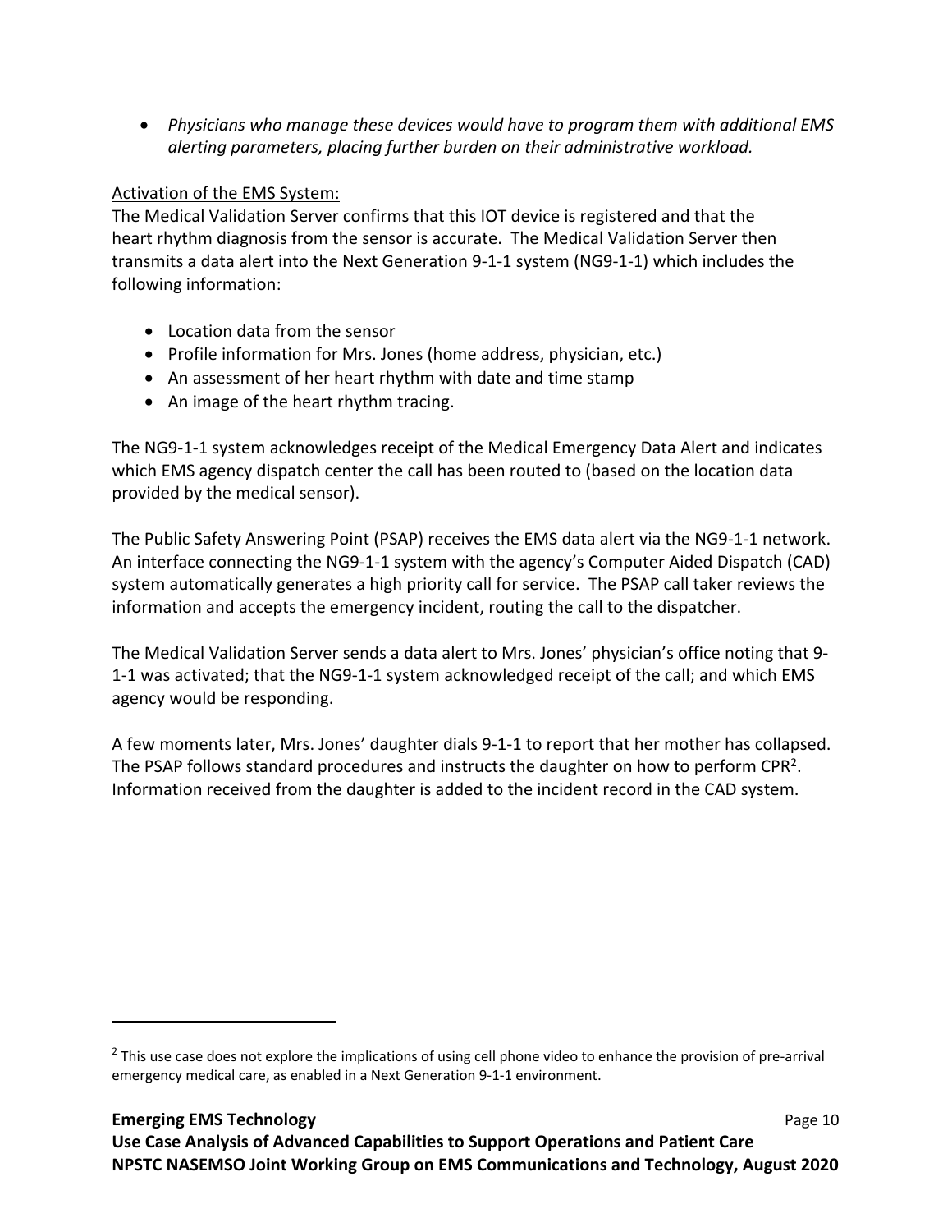- *Physicians who manage these devices would have to program them with additional EMS alerting parameters, placing further burden on their administrative workload.*

Activation of the EMS System:

The Medical Validation Server confirms that this IOT device is registered and that the heart rhythm diagnosis from the sensor is accurate. The Medical Validation Server then transmits a data alert into the Next Generation 9-1-1 system (NG9-1-1) which includes the following information:

- Location data from the sensor
- Profile information for Mrs. Jones (home address, physician, etc.)
- An assessment of her heart rhythm with date and time stamp
- An image of the heart rhythm tracing.

The NG9-1-1 system acknowledges receipt of the Medical Emergency Data Alert and indicates which EMS agency dispatch center the call has been routed to (based on the location data provided by the medical sensor).

The Public Safety Answering Point (PSAP) receives the EMS data alert via the NG9-1-1 network. An interface connecting the NG9-1-1 system with the agency's Computer Aided Dispatch (CAD) system automatically generates a high priority call for service. The PSAP call taker reviews the information and accepts the emergency incident, routing the call to the dispatcher.

The Medical Validation Server sends a data alert to Mrs. Jones' physician's office noting that 9-1-1 was activated; that the NG9-1-1 system acknowledged receipt of the call; and which EMS agency would be responding.

A few moments later, Mrs. Jones' daughter dials 9-1-1 to report that her mother has collapsed. The PSAP follows standard procedures and instructs the daughter on how to perform CPR[2]. Information received from the daughter is added to the incident record in the CAD system.

[2] This use case does not explore the implications of using cell phone video to enhance the provision of pre-arrival emergency medical care, as enabled in a Next Generation 9-1-1 environment.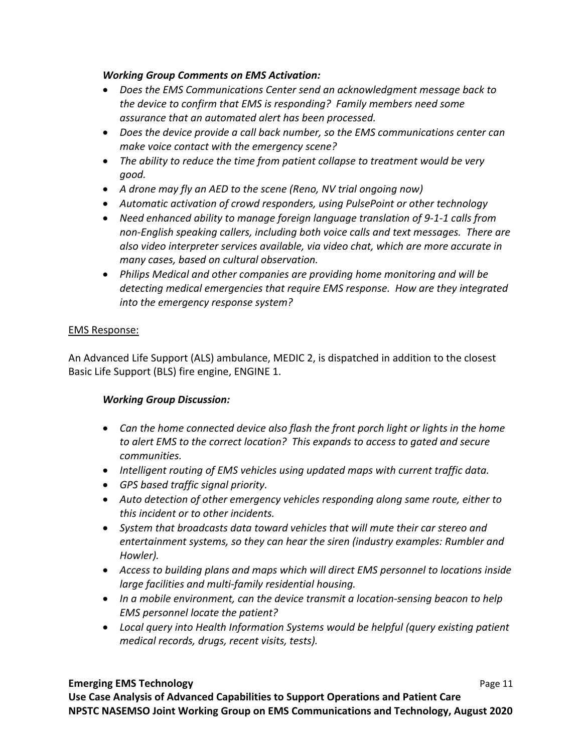***Working Group Comments on EMS Activation:***

- *Does the EMS Communications Center send an acknowledgment message back to the device to confirm that EMS is responding? Family members need some assurance that an automated alert has been processed.*
- *Does the device provide a call back number, so the EMS communications center can make voice contact with the emergency scene?*
- *The ability to reduce the time from patient collapse to treatment would be very good.*
- *A drone may fly an AED to the scene (Reno, NV trial ongoing now)*
- *Automatic activation of crowd responders, using PulsePoint or other technology*
- *Need enhanced ability to manage foreign language translation of 9-1-1 calls from non-English speaking callers, including both voice calls and text messages. There are also video interpreter services available, via video chat, which are more accurate in many cases, based on cultural observation.*
- *Philips Medical and other companies are providing home monitoring and will be detecting medical emergencies that require EMS response. How are they integrated into the emergency response system?*

<u>EMS Response:</u>

An Advanced Life Support (ALS) ambulance, MEDIC 2, is dispatched in addition to the closest Basic Life Support (BLS) fire engine, ENGINE 1.

***Working Group Discussion:***

- *Can the home connected device also flash the front porch light or lights in the home to alert EMS to the correct location? This expands to access to gated and secure communities.*
- *Intelligent routing of EMS vehicles using updated maps with current traffic data.*
- *GPS based traffic signal priority.*
- *Auto detection of other emergency vehicles responding along same route, either to this incident or to other incidents.*
- *System that broadcasts data toward vehicles that will mute their car stereo and entertainment systems, so they can hear the siren (industry examples: Rumbler and Howler).*
- *Access to building plans and maps which will direct EMS personnel to locations inside large facilities and multi-family residential housing.*
- *In a mobile environment, can the device transmit a location-sensing beacon to help EMS personnel locate the patient?*
- *Local query into Health Information Systems would be helpful (query existing patient medical records, drugs, recent visits, tests).*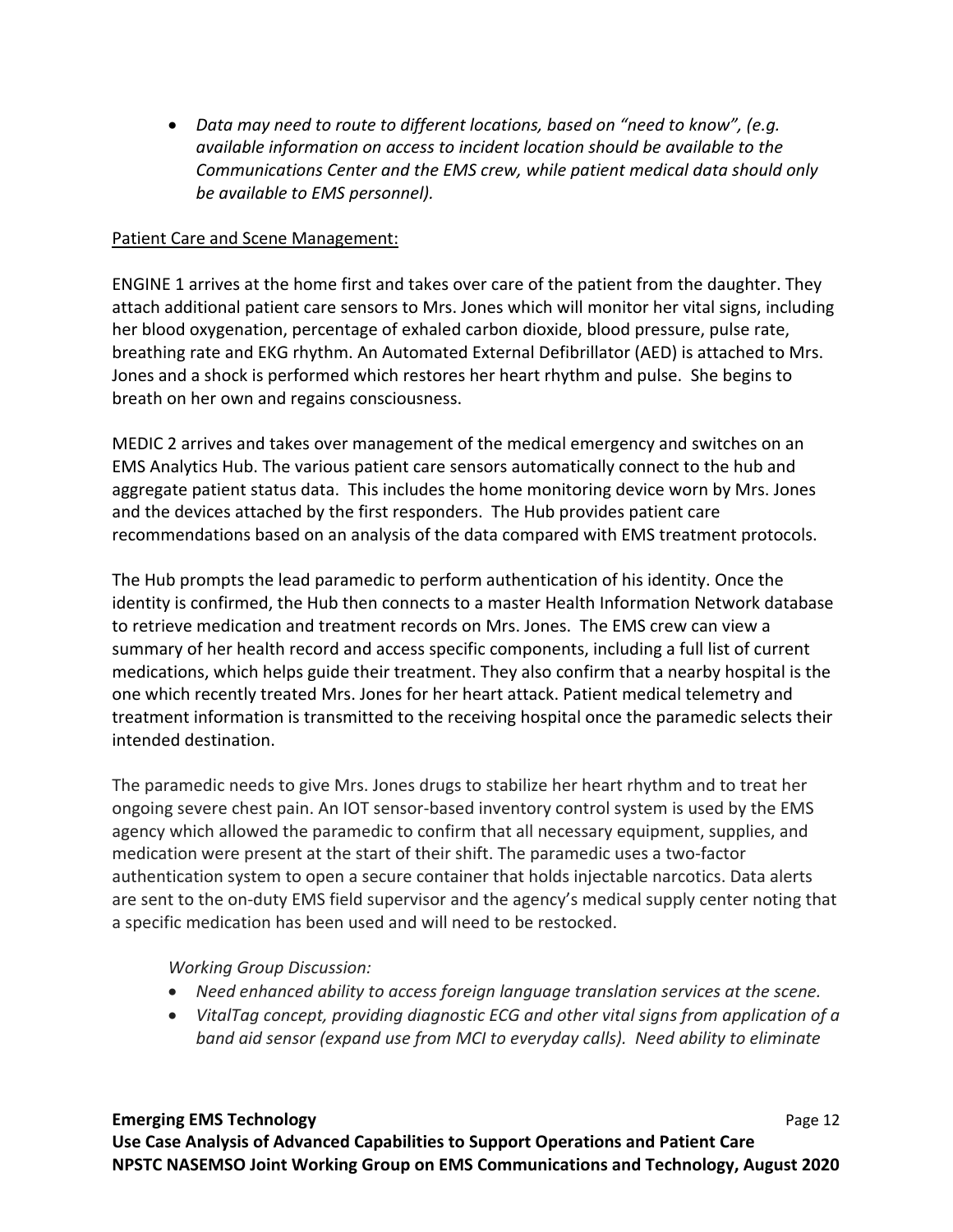- *Data may need to route to different locations, based on "need to know", (e.g. available information on access to incident location should be available to the Communications Center and the EMS crew, while patient medical data should only be available to EMS personnel).*

Patient Care and Scene Management:

ENGINE 1 arrives at the home first and takes over care of the patient from the daughter. They attach additional patient care sensors to Mrs. Jones which will monitor her vital signs, including her blood oxygenation, percentage of exhaled carbon dioxide, blood pressure, pulse rate, breathing rate and EKG rhythm. An Automated External Defibrillator (AED) is attached to Mrs. Jones and a shock is performed which restores her heart rhythm and pulse. She begins to breath on her own and regains consciousness.

MEDIC 2 arrives and takes over management of the medical emergency and switches on an EMS Analytics Hub. The various patient care sensors automatically connect to the hub and aggregate patient status data. This includes the home monitoring device worn by Mrs. Jones and the devices attached by the first responders. The Hub provides patient care recommendations based on an analysis of the data compared with EMS treatment protocols.

The Hub prompts the lead paramedic to perform authentication of his identity. Once the identity is confirmed, the Hub then connects to a master Health Information Network database to retrieve medication and treatment records on Mrs. Jones. The EMS crew can view a summary of her health record and access specific components, including a full list of current medications, which helps guide their treatment. They also confirm that a nearby hospital is the one which recently treated Mrs. Jones for her heart attack. Patient medical telemetry and treatment information is transmitted to the receiving hospital once the paramedic selects their intended destination.

The paramedic needs to give Mrs. Jones drugs to stabilize her heart rhythm and to treat her ongoing severe chest pain. An IOT sensor-based inventory control system is used by the EMS agency which allowed the paramedic to confirm that all necessary equipment, supplies, and medication were present at the start of their shift. The paramedic uses a two-factor authentication system to open a secure container that holds injectable narcotics. Data alerts are sent to the on-duty EMS field supervisor and the agency's medical supply center noting that a specific medication has been used and will need to be restocked.

*Working Group Discussion:*

- *Need enhanced ability to access foreign language translation services at the scene.*
- *VitalTag concept, providing diagnostic ECG and other vital signs from application of a band aid sensor (expand use from MCI to everyday calls). Need ability to eliminate*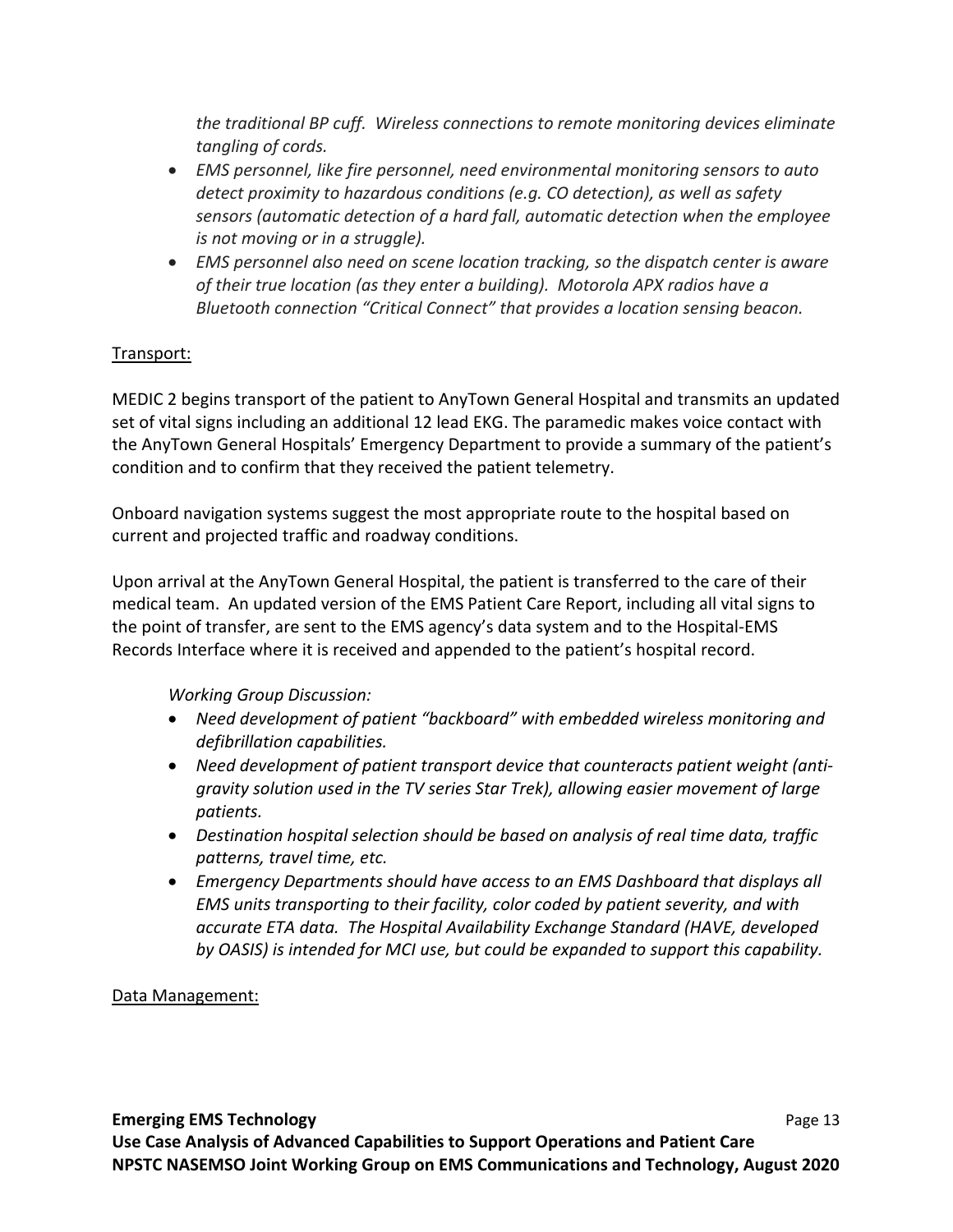*the traditional BP cuff. Wireless connections to remote monitoring devices eliminate tangling of cords.*

- *EMS personnel, like fire personnel, need environmental monitoring sensors to auto detect proximity to hazardous conditions (e.g. CO detection), as well as safety sensors (automatic detection of a hard fall, automatic detection when the employee is not moving or in a struggle).*
- *EMS personnel also need on scene location tracking, so the dispatch center is aware of their true location (as they enter a building). Motorola APX radios have a Bluetooth connection "Critical Connect" that provides a location sensing beacon.*

Transport:

MEDIC 2 begins transport of the patient to AnyTown General Hospital and transmits an updated set of vital signs including an additional 12 lead EKG. The paramedic makes voice contact with the AnyTown General Hospitals' Emergency Department to provide a summary of the patient's condition and to confirm that they received the patient telemetry.

Onboard navigation systems suggest the most appropriate route to the hospital based on current and projected traffic and roadway conditions.

Upon arrival at the AnyTown General Hospital, the patient is transferred to the care of their medical team. An updated version of the EMS Patient Care Report, including all vital signs to the point of transfer, are sent to the EMS agency's data system and to the Hospital-EMS Records Interface where it is received and appended to the patient's hospital record.

*Working Group Discussion:*

- *Need development of patient "backboard" with embedded wireless monitoring and defibrillation capabilities.*
- *Need development of patient transport device that counteracts patient weight (anti-gravity solution used in the TV series Star Trek), allowing easier movement of large patients.*
- *Destination hospital selection should be based on analysis of real time data, traffic patterns, travel time, etc.*
- *Emergency Departments should have access to an EMS Dashboard that displays all EMS units transporting to their facility, color coded by patient severity, and with accurate ETA data. The Hospital Availability Exchange Standard (HAVE, developed by OASIS) is intended for MCI use, but could be expanded to support this capability.*

Data Management: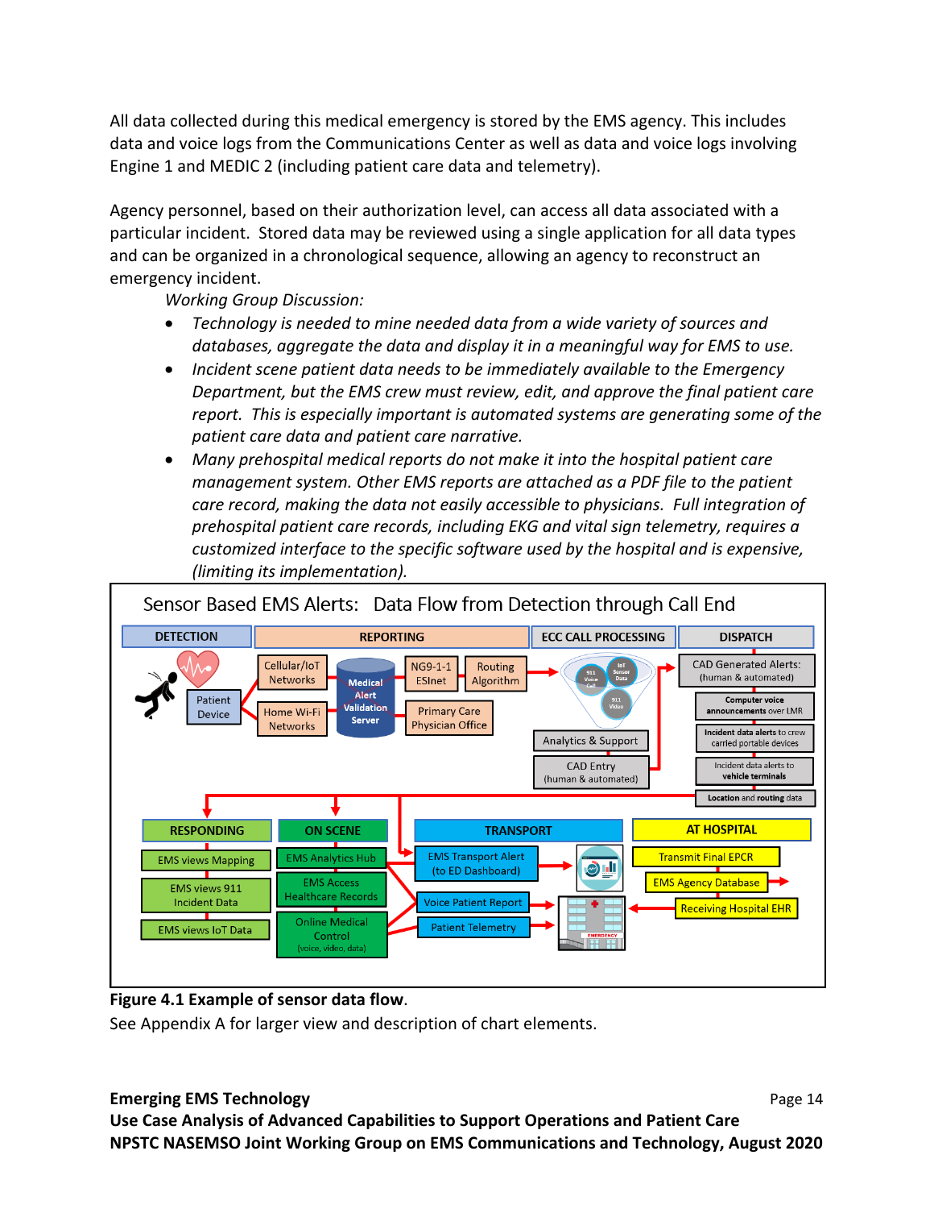All data collected during this medical emergency is stored by the EMS agency. This includes data and voice logs from the Communications Center as well as data and voice logs involving Engine 1 and MEDIC 2 (including patient care data and telemetry).

Agency personnel, based on their authorization level, can access all data associated with a particular incident. Stored data may be reviewed using a single application for all data types and can be organized in a chronological sequence, allowing an agency to reconstruct an emergency incident.

*Working Group Discussion:*

- *Technology is needed to mine needed data from a wide variety of sources and databases, aggregate the data and display it in a meaningful way for EMS to use.*
- *Incident scene patient data needs to be immediately available to the Emergency Department, but the EMS crew must review, edit, and approve the final patient care report. This is especially important is automated systems are generating some of the patient care data and patient care narrative.*
- *Many prehospital medical reports do not make it into the hospital patient care management system. Other EMS reports are attached as a PDF file to the patient care record, making the data not easily accessible to physicians. Full integration of prehospital patient care records, including EKG and vital sign telemetry, requires a customized interface to the specific software used by the hospital and is expensive, (limiting its implementation).*

**Figure 4.1 Example of sensor data flow**.

See Appendix A for larger view and description of chart elements.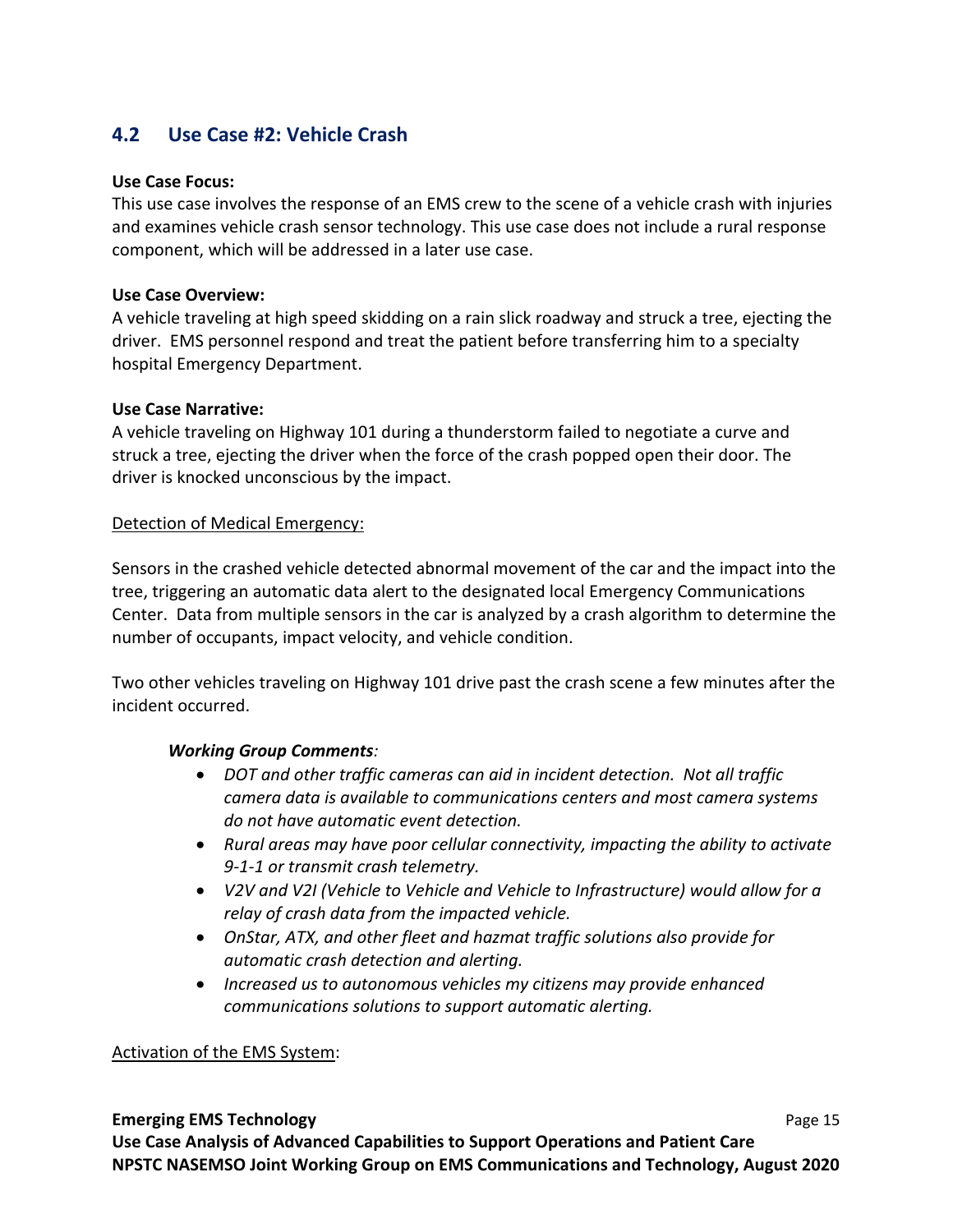## 4.2 Use Case #2: Vehicle Crash

**Use Case Focus:**
This use case involves the response of an EMS crew to the scene of a vehicle crash with injuries and examines vehicle crash sensor technology. This use case does not include a rural response component, which will be addressed in a later use case.

**Use Case Overview:**
A vehicle traveling at high speed skidding on a rain slick roadway and struck a tree, ejecting the driver. EMS personnel respond and treat the patient before transferring him to a specialty hospital Emergency Department.

**Use Case Narrative:**
A vehicle traveling on Highway 101 during a thunderstorm failed to negotiate a curve and struck a tree, ejecting the driver when the force of the crash popped open their door. The driver is knocked unconscious by the impact.

Detection of Medical Emergency:

Sensors in the crashed vehicle detected abnormal movement of the car and the impact into the tree, triggering an automatic data alert to the designated local Emergency Communications Center. Data from multiple sensors in the car is analyzed by a crash algorithm to determine the number of occupants, impact velocity, and vehicle condition.

Two other vehicles traveling on Highway 101 drive past the crash scene a few minutes after the incident occurred.

***Working Group Comments**:*

- *DOT and other traffic cameras can aid in incident detection. Not all traffic camera data is available to communications centers and most camera systems do not have automatic event detection.*
- *Rural areas may have poor cellular connectivity, impacting the ability to activate 9-1-1 or transmit crash telemetry.*
- *V2V and V2I (Vehicle to Vehicle and Vehicle to Infrastructure) would allow for a relay of crash data from the impacted vehicle.*
- *OnStar, ATX, and other fleet and hazmat traffic solutions also provide for automatic crash detection and alerting.*
- *Increased us to autonomous vehicles my citizens may provide enhanced communications solutions to support automatic alerting.*

Activation of the EMS System: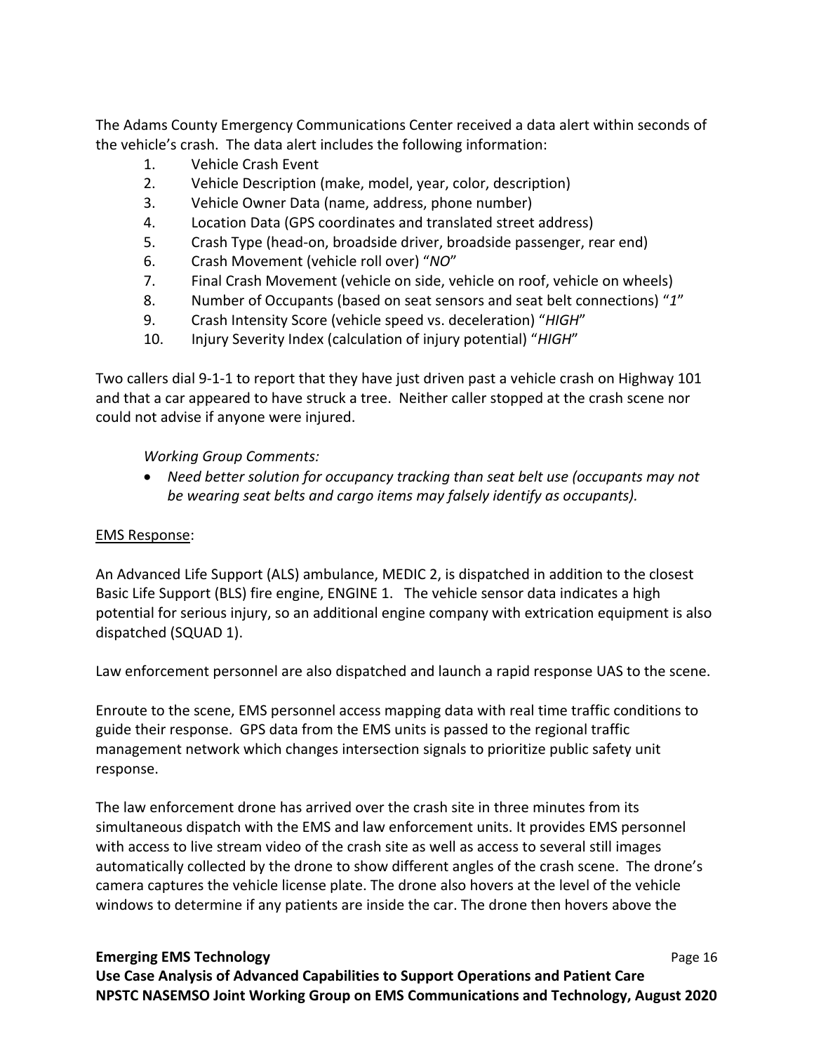The Adams County Emergency Communications Center received a data alert within seconds of the vehicle's crash. The data alert includes the following information:

1. Vehicle Crash Event
2. Vehicle Description (make, model, year, color, description)
3. Vehicle Owner Data (name, address, phone number)
4. Location Data (GPS coordinates and translated street address)
5. Crash Type (head-on, broadside driver, broadside passenger, rear end)
6. Crash Movement (vehicle roll over) "*NO*"
7. Final Crash Movement (vehicle on side, vehicle on roof, vehicle on wheels)
8. Number of Occupants (based on seat sensors and seat belt connections) "*1*"
9. Crash Intensity Score (vehicle speed vs. deceleration) "*HIGH*"
10. Injury Severity Index (calculation of injury potential) "*HIGH*"

Two callers dial 9-1-1 to report that they have just driven past a vehicle crash on Highway 101 and that a car appeared to have struck a tree. Neither caller stopped at the crash scene nor could not advise if anyone were injured.

*Working Group Comments:*

- *Need better solution for occupancy tracking than seat belt use (occupants may not be wearing seat belts and cargo items may falsely identify as occupants).*

<u>EMS Response</u>:

An Advanced Life Support (ALS) ambulance, MEDIC 2, is dispatched in addition to the closest Basic Life Support (BLS) fire engine, ENGINE 1. The vehicle sensor data indicates a high potential for serious injury, so an additional engine company with extrication equipment is also dispatched (SQUAD 1).

Law enforcement personnel are also dispatched and launch a rapid response UAS to the scene.

Enroute to the scene, EMS personnel access mapping data with real time traffic conditions to guide their response. GPS data from the EMS units is passed to the regional traffic management network which changes intersection signals to prioritize public safety unit response.

The law enforcement drone has arrived over the crash site in three minutes from its simultaneous dispatch with the EMS and law enforcement units. It provides EMS personnel with access to live stream video of the crash site as well as access to several still images automatically collected by the drone to show different angles of the crash scene. The drone's camera captures the vehicle license plate. The drone also hovers at the level of the vehicle windows to determine if any patients are inside the car. The drone then hovers above the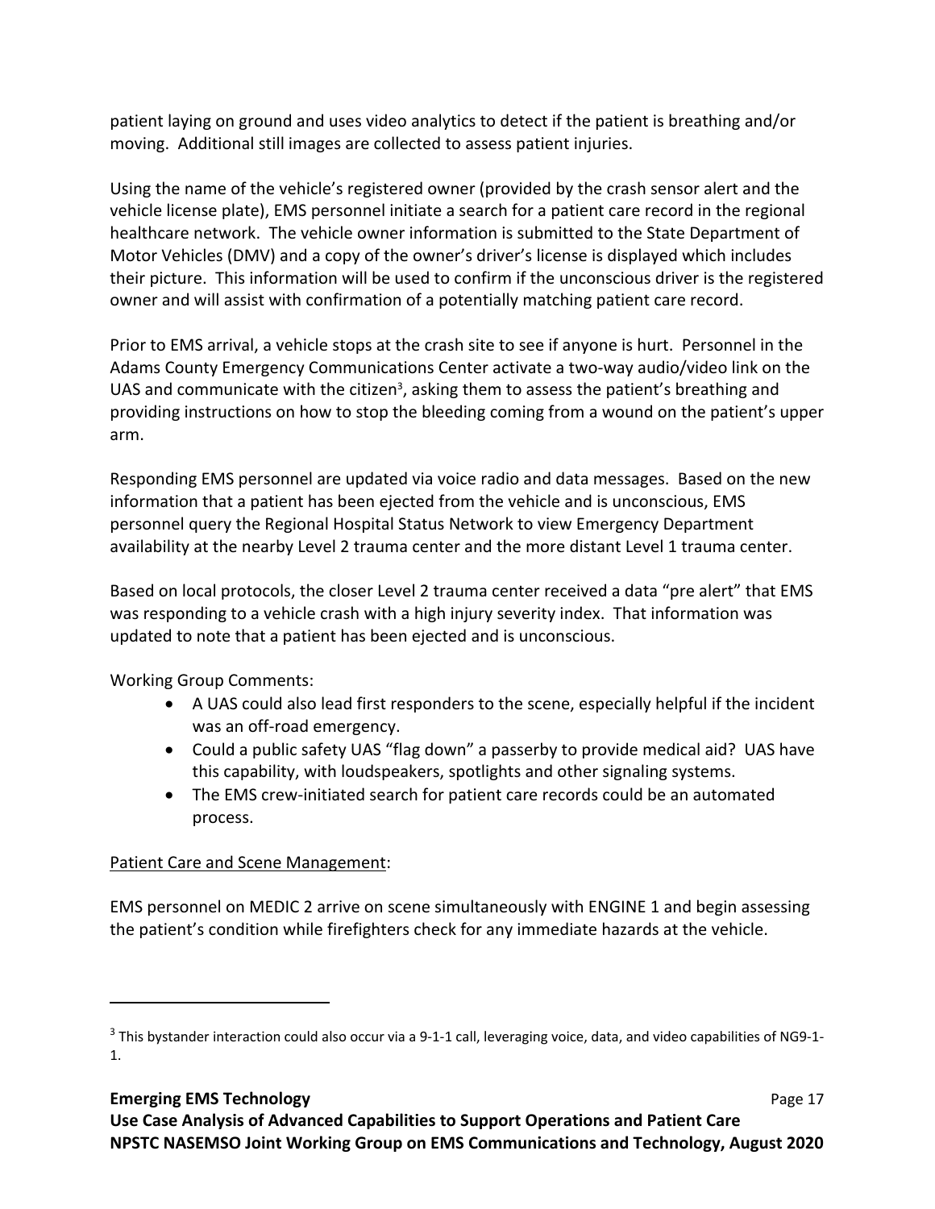patient laying on ground and uses video analytics to detect if the patient is breathing and/or moving. Additional still images are collected to assess patient injuries.

Using the name of the vehicle's registered owner (provided by the crash sensor alert and the vehicle license plate), EMS personnel initiate a search for a patient care record in the regional healthcare network. The vehicle owner information is submitted to the State Department of Motor Vehicles (DMV) and a copy of the owner's driver's license is displayed which includes their picture. This information will be used to confirm if the unconscious driver is the registered owner and will assist with confirmation of a potentially matching patient care record.

Prior to EMS arrival, a vehicle stops at the crash site to see if anyone is hurt. Personnel in the Adams County Emergency Communications Center activate a two-way audio/video link on the UAS and communicate with the citizen[3], asking them to assess the patient's breathing and providing instructions on how to stop the bleeding coming from a wound on the patient's upper arm.

Responding EMS personnel are updated via voice radio and data messages. Based on the new information that a patient has been ejected from the vehicle and is unconscious, EMS personnel query the Regional Hospital Status Network to view Emergency Department availability at the nearby Level 2 trauma center and the more distant Level 1 trauma center.

Based on local protocols, the closer Level 2 trauma center received a data "pre alert" that EMS was responding to a vehicle crash with a high injury severity index. That information was updated to note that a patient has been ejected and is unconscious.

Working Group Comments:

- A UAS could also lead first responders to the scene, especially helpful if the incident was an off-road emergency.
- Could a public safety UAS "flag down" a passerby to provide medical aid? UAS have this capability, with loudspeakers, spotlights and other signaling systems.
- The EMS crew-initiated search for patient care records could be an automated process.

<u>Patient Care and Scene Management</u>:

EMS personnel on MEDIC 2 arrive on scene simultaneously with ENGINE 1 and begin assessing the patient's condition while firefighters check for any immediate hazards at the vehicle.

---

[3] This bystander interaction could also occur via a 9-1-1 call, leveraging voice, data, and video capabilities of NG9-1-1.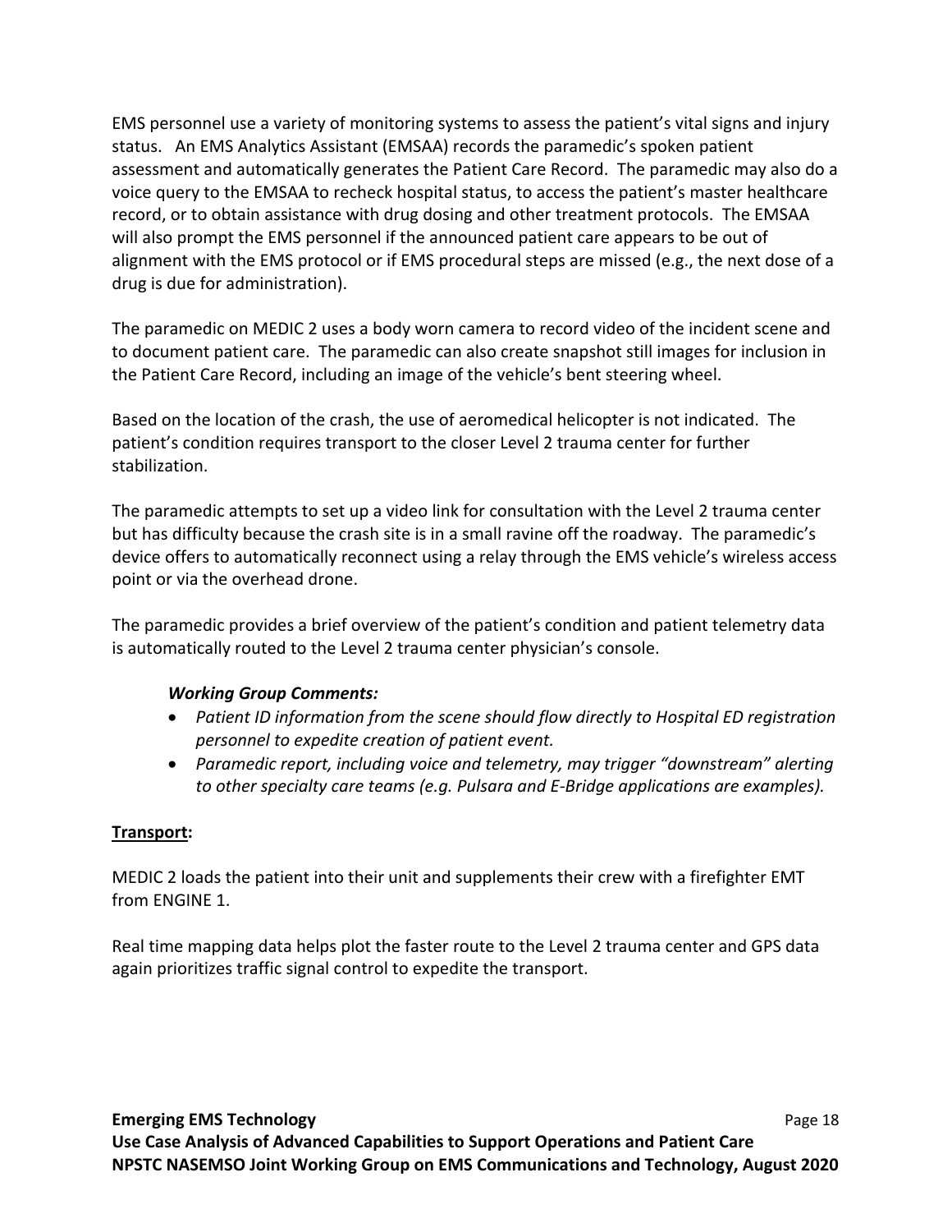EMS personnel use a variety of monitoring systems to assess the patient's vital signs and injury status. An EMS Analytics Assistant (EMSAA) records the paramedic's spoken patient assessment and automatically generates the Patient Care Record. The paramedic may also do a voice query to the EMSAA to recheck hospital status, to access the patient's master healthcare record, or to obtain assistance with drug dosing and other treatment protocols. The EMSAA will also prompt the EMS personnel if the announced patient care appears to be out of alignment with the EMS protocol or if EMS procedural steps are missed (e.g., the next dose of a drug is due for administration).

The paramedic on MEDIC 2 uses a body worn camera to record video of the incident scene and to document patient care. The paramedic can also create snapshot still images for inclusion in the Patient Care Record, including an image of the vehicle's bent steering wheel.

Based on the location of the crash, the use of aeromedical helicopter is not indicated. The patient's condition requires transport to the closer Level 2 trauma center for further stabilization.

The paramedic attempts to set up a video link for consultation with the Level 2 trauma center but has difficulty because the crash site is in a small ravine off the roadway. The paramedic's device offers to automatically reconnect using a relay through the EMS vehicle's wireless access point or via the overhead drone.

The paramedic provides a brief overview of the patient's condition and patient telemetry data is automatically routed to the Level 2 trauma center physician's console.

***Working Group Comments:***

- *Patient ID information from the scene should flow directly to Hospital ED registration personnel to expedite creation of patient event.*
- *Paramedic report, including voice and telemetry, may trigger "downstream" alerting to other specialty care teams (e.g. Pulsara and E-Bridge applications are examples).*

**<u>Transport</u>:**

MEDIC 2 loads the patient into their unit and supplements their crew with a firefighter EMT from ENGINE 1.

Real time mapping data helps plot the faster route to the Level 2 trauma center and GPS data again prioritizes traffic signal control to expedite the transport.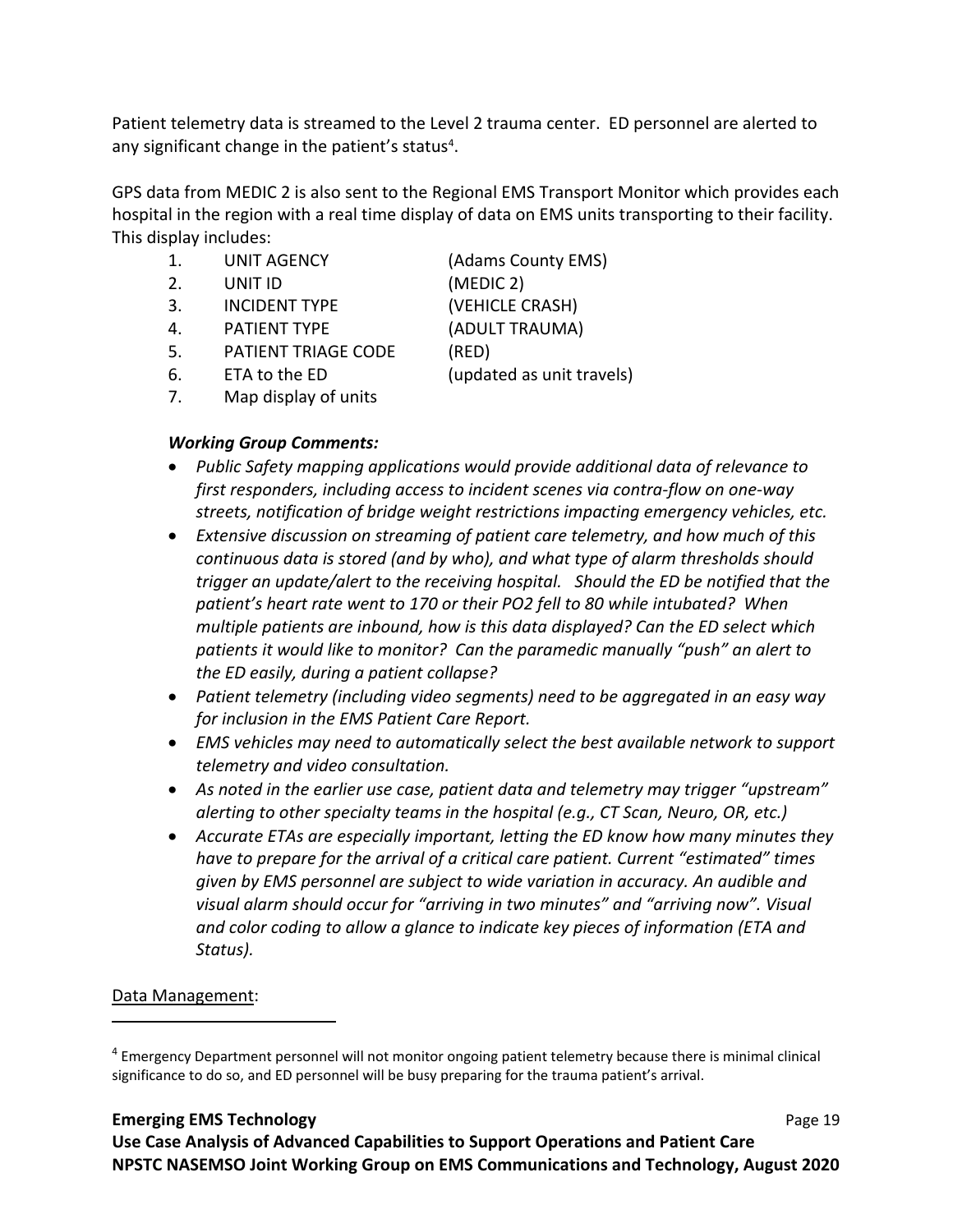Patient telemetry data is streamed to the Level 2 trauma center. ED personnel are alerted to any significant change in the patient's status[4].

GPS data from MEDIC 2 is also sent to the Regional EMS Transport Monitor which provides each hospital in the region with a real time display of data on EMS units transporting to their facility. This display includes:

1. UNIT AGENCY (Adams County EMS)
2. UNIT ID (MEDIC 2)
3. INCIDENT TYPE (VEHICLE CRASH)
4. PATIENT TYPE (ADULT TRAUMA)
5. PATIENT TRIAGE CODE (RED)
6. ETA to the ED (updated as unit travels)
7. Map display of units

***Working Group Comments:***

- *Public Safety mapping applications would provide additional data of relevance to first responders, including access to incident scenes via contra-flow on one-way streets, notification of bridge weight restrictions impacting emergency vehicles, etc.*
- *Extensive discussion on streaming of patient care telemetry, and how much of this continuous data is stored (and by who), and what type of alarm thresholds should trigger an update/alert to the receiving hospital. Should the ED be notified that the patient's heart rate went to 170 or their PO2 fell to 80 while intubated? When multiple patients are inbound, how is this data displayed? Can the ED select which patients it would like to monitor? Can the paramedic manually "push" an alert to the ED easily, during a patient collapse?*
- *Patient telemetry (including video segments) need to be aggregated in an easy way for inclusion in the EMS Patient Care Report.*
- *EMS vehicles may need to automatically select the best available network to support telemetry and video consultation.*
- *As noted in the earlier use case, patient data and telemetry may trigger "upstream" alerting to other specialty teams in the hospital (e.g., CT Scan, Neuro, OR, etc.)*
- *Accurate ETAs are especially important, letting the ED know how many minutes they have to prepare for the arrival of a critical care patient. Current "estimated" times given by EMS personnel are subject to wide variation in accuracy. An audible and visual alarm should occur for "arriving in two minutes" and "arriving now". Visual and color coding to allow a glance to indicate key pieces of information (ETA and Status).*

Data Management:

[4] Emergency Department personnel will not monitor ongoing patient telemetry because there is minimal clinical significance to do so, and ED personnel will be busy preparing for the trauma patient's arrival.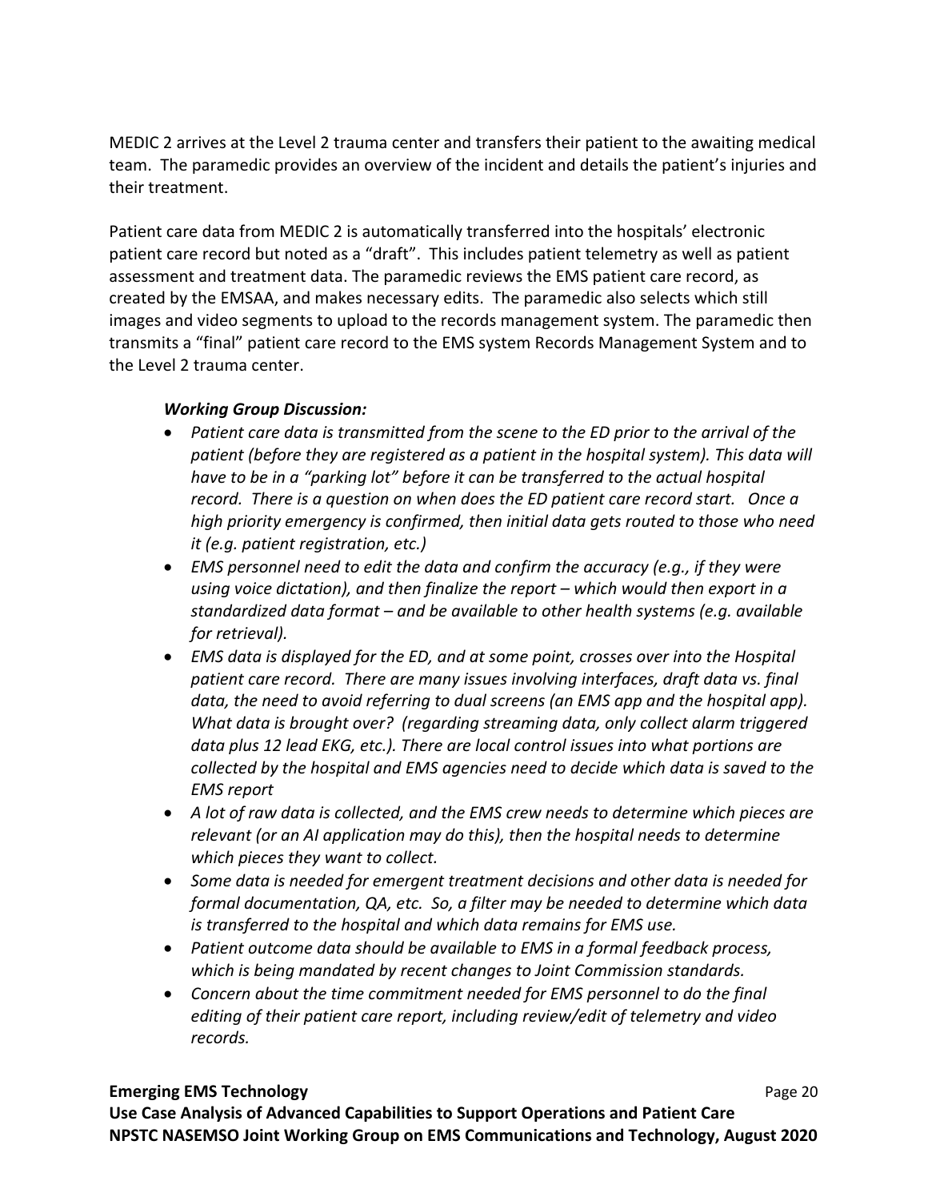MEDIC 2 arrives at the Level 2 trauma center and transfers their patient to the awaiting medical team. The paramedic provides an overview of the incident and details the patient's injuries and their treatment.

Patient care data from MEDIC 2 is automatically transferred into the hospitals' electronic patient care record but noted as a "draft". This includes patient telemetry as well as patient assessment and treatment data. The paramedic reviews the EMS patient care record, as created by the EMSAA, and makes necessary edits. The paramedic also selects which still images and video segments to upload to the records management system. The paramedic then transmits a "final" patient care record to the EMS system Records Management System and to the Level 2 trauma center.

***Working Group Discussion:***

- *Patient care data is transmitted from the scene to the ED prior to the arrival of the patient (before they are registered as a patient in the hospital system). This data will have to be in a "parking lot" before it can be transferred to the actual hospital record. There is a question on when does the ED patient care record start. Once a high priority emergency is confirmed, then initial data gets routed to those who need it (e.g. patient registration, etc.)*
- *EMS personnel need to edit the data and confirm the accuracy (e.g., if they were using voice dictation), and then finalize the report – which would then export in a standardized data format – and be available to other health systems (e.g. available for retrieval).*
- *EMS data is displayed for the ED, and at some point, crosses over into the Hospital patient care record. There are many issues involving interfaces, draft data vs. final data, the need to avoid referring to dual screens (an EMS app and the hospital app). What data is brought over? (regarding streaming data, only collect alarm triggered data plus 12 lead EKG, etc.). There are local control issues into what portions are collected by the hospital and EMS agencies need to decide which data is saved to the EMS report*
- *A lot of raw data is collected, and the EMS crew needs to determine which pieces are relevant (or an AI application may do this), then the hospital needs to determine which pieces they want to collect.*
- *Some data is needed for emergent treatment decisions and other data is needed for formal documentation, QA, etc. So, a filter may be needed to determine which data is transferred to the hospital and which data remains for EMS use.*
- *Patient outcome data should be available to EMS in a formal feedback process, which is being mandated by recent changes to Joint Commission standards.*
- *Concern about the time commitment needed for EMS personnel to do the final editing of their patient care report, including review/edit of telemetry and video records.*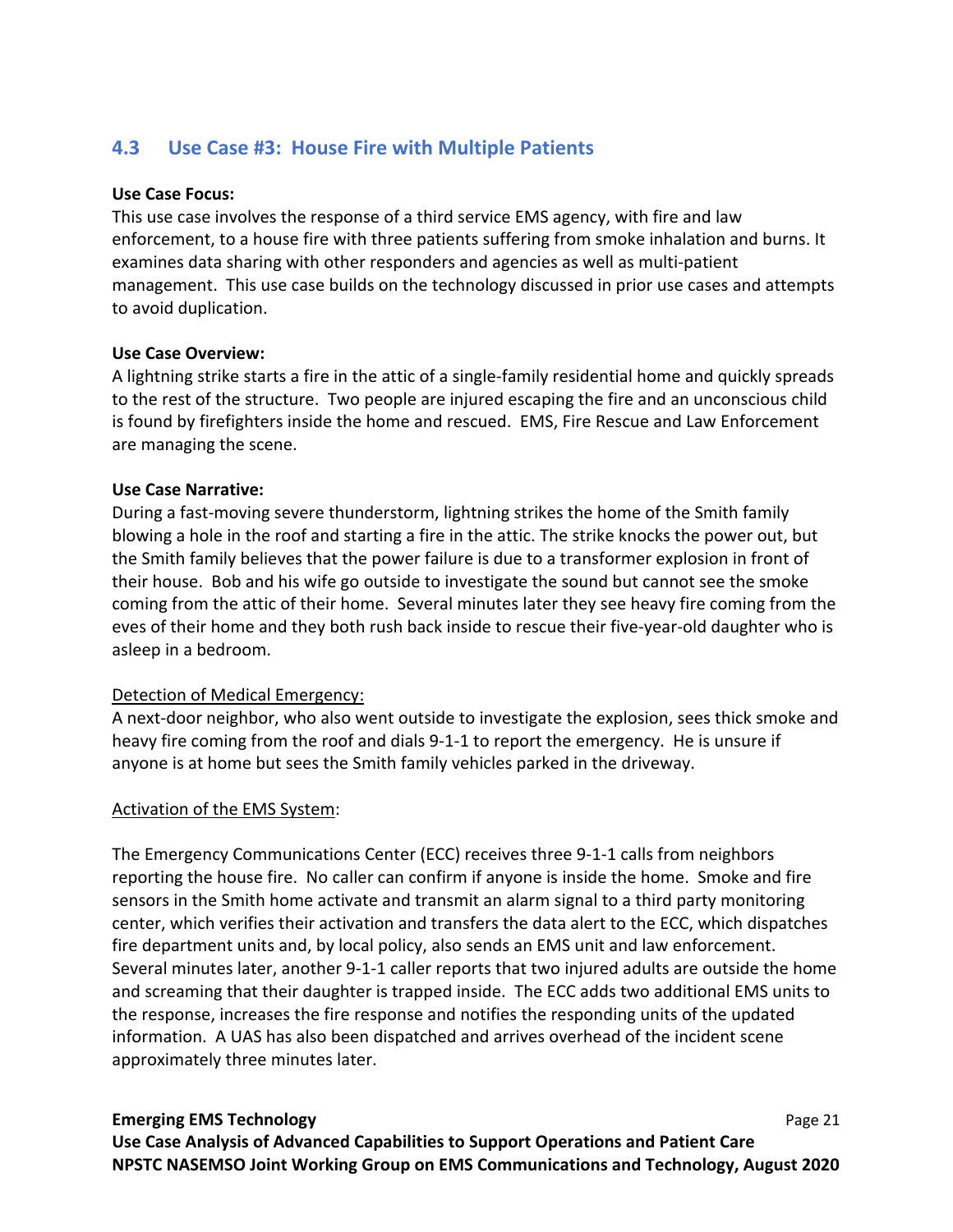## 4.3 Use Case #3: House Fire with Multiple Patients

**Use Case Focus:**

This use case involves the response of a third service EMS agency, with fire and law enforcement, to a house fire with three patients suffering from smoke inhalation and burns. It examines data sharing with other responders and agencies as well as multi-patient management. This use case builds on the technology discussed in prior use cases and attempts to avoid duplication.

**Use Case Overview:**

A lightning strike starts a fire in the attic of a single-family residential home and quickly spreads to the rest of the structure. Two people are injured escaping the fire and an unconscious child is found by firefighters inside the home and rescued. EMS, Fire Rescue and Law Enforcement are managing the scene.

**Use Case Narrative:**

During a fast-moving severe thunderstorm, lightning strikes the home of the Smith family blowing a hole in the roof and starting a fire in the attic. The strike knocks the power out, but the Smith family believes that the power failure is due to a transformer explosion in front of their house. Bob and his wife go outside to investigate the sound but cannot see the smoke coming from the attic of their home. Several minutes later they see heavy fire coming from the eves of their home and they both rush back inside to rescue their five-year-old daughter who is asleep in a bedroom.

Detection of Medical Emergency:

A next-door neighbor, who also went outside to investigate the explosion, sees thick smoke and heavy fire coming from the roof and dials 9-1-1 to report the emergency. He is unsure if anyone is at home but sees the Smith family vehicles parked in the driveway.

Activation of the EMS System:

The Emergency Communications Center (ECC) receives three 9-1-1 calls from neighbors reporting the house fire. No caller can confirm if anyone is inside the home. Smoke and fire sensors in the Smith home activate and transmit an alarm signal to a third party monitoring center, which verifies their activation and transfers the data alert to the ECC, which dispatches fire department units and, by local policy, also sends an EMS unit and law enforcement. Several minutes later, another 9-1-1 caller reports that two injured adults are outside the home and screaming that their daughter is trapped inside. The ECC adds two additional EMS units to the response, increases the fire response and notifies the responding units of the updated information. A UAS has also been dispatched and arrives overhead of the incident scene approximately three minutes later.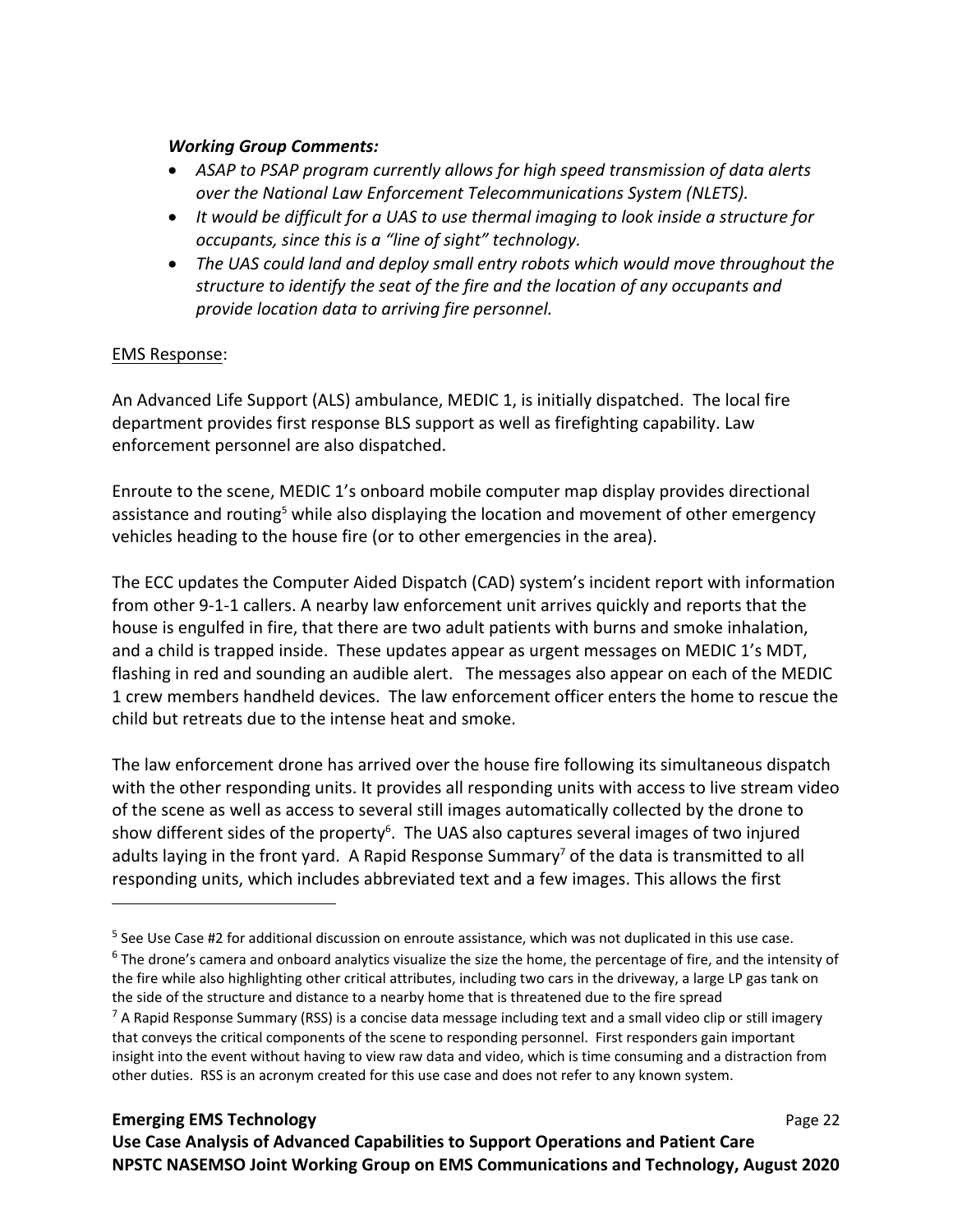***Working Group Comments:***

- *ASAP to PSAP program currently allows for high speed transmission of data alerts over the National Law Enforcement Telecommunications System (NLETS).*
- *It would be difficult for a UAS to use thermal imaging to look inside a structure for occupants, since this is a "line of sight" technology.*
- *The UAS could land and deploy small entry robots which would move throughout the structure to identify the seat of the fire and the location of any occupants and provide location data to arriving fire personnel.*

<u>EMS Response</u>:

An Advanced Life Support (ALS) ambulance, MEDIC 1, is initially dispatched. The local fire department provides first response BLS support as well as firefighting capability. Law enforcement personnel are also dispatched.

Enroute to the scene, MEDIC 1's onboard mobile computer map display provides directional assistance and routing[5] while also displaying the location and movement of other emergency vehicles heading to the house fire (or to other emergencies in the area).

The ECC updates the Computer Aided Dispatch (CAD) system's incident report with information from other 9-1-1 callers. A nearby law enforcement unit arrives quickly and reports that the house is engulfed in fire, that there are two adult patients with burns and smoke inhalation, and a child is trapped inside. These updates appear as urgent messages on MEDIC 1's MDT, flashing in red and sounding an audible alert. The messages also appear on each of the MEDIC 1 crew members handheld devices. The law enforcement officer enters the home to rescue the child but retreats due to the intense heat and smoke.

The law enforcement drone has arrived over the house fire following its simultaneous dispatch with the other responding units. It provides all responding units with access to live stream video of the scene as well as access to several still images automatically collected by the drone to show different sides of the property[6]. The UAS also captures several images of two injured adults laying in the front yard. A Rapid Response Summary[7] of the data is transmitted to all responding units, which includes abbreviated text and a few images. This allows the first

---

[5] See Use Case #2 for additional discussion on enroute assistance, which was not duplicated in this use case.

[6] The drone's camera and onboard analytics visualize the size the home, the percentage of fire, and the intensity of the fire while also highlighting other critical attributes, including two cars in the driveway, a large LP gas tank on the side of the structure and distance to a nearby home that is threatened due to the fire spread

[7] A Rapid Response Summary (RSS) is a concise data message including text and a small video clip or still imagery that conveys the critical components of the scene to responding personnel. First responders gain important insight into the event without having to view raw data and video, which is time consuming and a distraction from other duties. RSS is an acronym created for this use case and does not refer to any known system.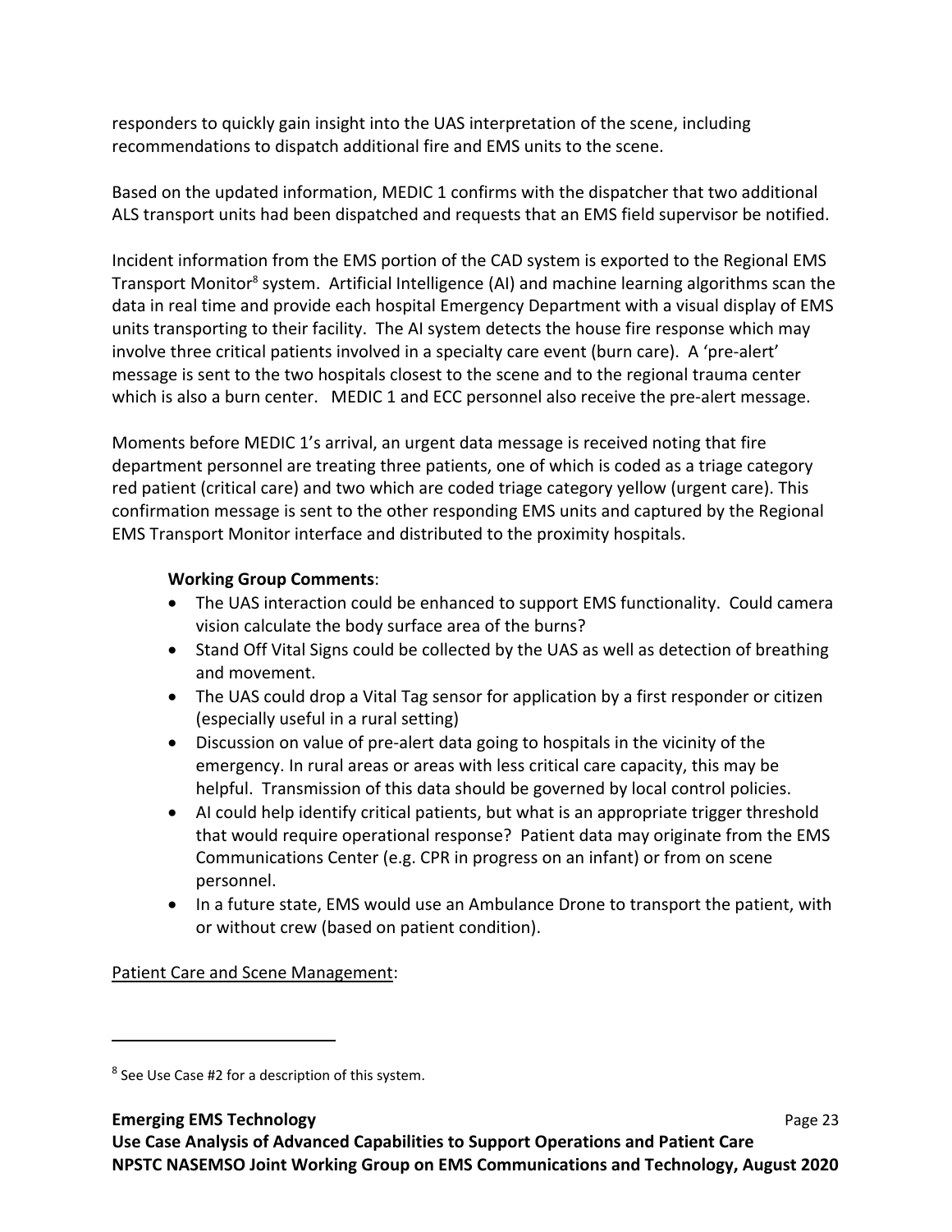responders to quickly gain insight into the UAS interpretation of the scene, including recommendations to dispatch additional fire and EMS units to the scene.

Based on the updated information, MEDIC 1 confirms with the dispatcher that two additional ALS transport units had been dispatched and requests that an EMS field supervisor be notified.

Incident information from the EMS portion of the CAD system is exported to the Regional EMS Transport Monitor[8] system. Artificial Intelligence (AI) and machine learning algorithms scan the data in real time and provide each hospital Emergency Department with a visual display of EMS units transporting to their facility. The AI system detects the house fire response which may involve three critical patients involved in a specialty care event (burn care). A 'pre-alert' message is sent to the two hospitals closest to the scene and to the regional trauma center which is also a burn center. MEDIC 1 and ECC personnel also receive the pre-alert message.

Moments before MEDIC 1's arrival, an urgent data message is received noting that fire department personnel are treating three patients, one of which is coded as a triage category red patient (critical care) and two which are coded triage category yellow (urgent care). This confirmation message is sent to the other responding EMS units and captured by the Regional EMS Transport Monitor interface and distributed to the proximity hospitals.

**Working Group Comments**:

- The UAS interaction could be enhanced to support EMS functionality. Could camera vision calculate the body surface area of the burns?
- Stand Off Vital Signs could be collected by the UAS as well as detection of breathing and movement.
- The UAS could drop a Vital Tag sensor for application by a first responder or citizen (especially useful in a rural setting)
- Discussion on value of pre-alert data going to hospitals in the vicinity of the emergency. In rural areas or areas with less critical care capacity, this may be helpful. Transmission of this data should be governed by local control policies.
- AI could help identify critical patients, but what is an appropriate trigger threshold that would require operational response? Patient data may originate from the EMS Communications Center (e.g. CPR in progress on an infant) or from on scene personnel.
- In a future state, EMS would use an Ambulance Drone to transport the patient, with or without crew (based on patient condition).

<u>Patient Care and Scene Management</u>:

[8] See Use Case #2 for a description of this system.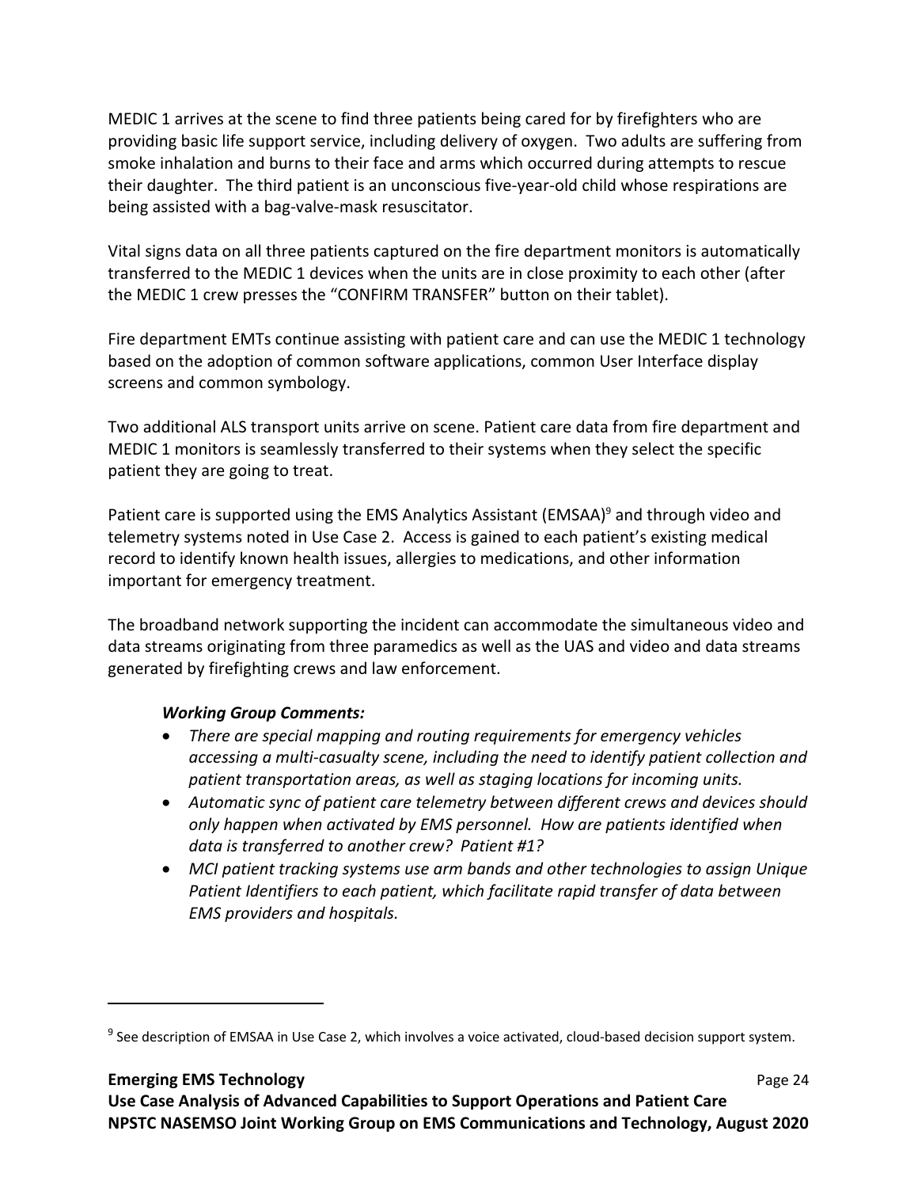MEDIC 1 arrives at the scene to find three patients being cared for by firefighters who are providing basic life support service, including delivery of oxygen. Two adults are suffering from smoke inhalation and burns to their face and arms which occurred during attempts to rescue their daughter. The third patient is an unconscious five-year-old child whose respirations are being assisted with a bag-valve-mask resuscitator.

Vital signs data on all three patients captured on the fire department monitors is automatically transferred to the MEDIC 1 devices when the units are in close proximity to each other (after the MEDIC 1 crew presses the "CONFIRM TRANSFER" button on their tablet).

Fire department EMTs continue assisting with patient care and can use the MEDIC 1 technology based on the adoption of common software applications, common User Interface display screens and common symbology.

Two additional ALS transport units arrive on scene. Patient care data from fire department and MEDIC 1 monitors is seamlessly transferred to their systems when they select the specific patient they are going to treat.

Patient care is supported using the EMS Analytics Assistant (EMSAA)[9] and through video and telemetry systems noted in Use Case 2. Access is gained to each patient's existing medical record to identify known health issues, allergies to medications, and other information important for emergency treatment.

The broadband network supporting the incident can accommodate the simultaneous video and data streams originating from three paramedics as well as the UAS and video and data streams generated by firefighting crews and law enforcement.

***Working Group Comments:***

- *There are special mapping and routing requirements for emergency vehicles accessing a multi-casualty scene, including the need to identify patient collection and patient transportation areas, as well as staging locations for incoming units.*
- *Automatic sync of patient care telemetry between different crews and devices should only happen when activated by EMS personnel. How are patients identified when data is transferred to another crew? Patient #1?*
- *MCI patient tracking systems use arm bands and other technologies to assign Unique Patient Identifiers to each patient, which facilitate rapid transfer of data between EMS providers and hospitals.*

---

[9] See description of EMSAA in Use Case 2, which involves a voice activated, cloud-based decision support system.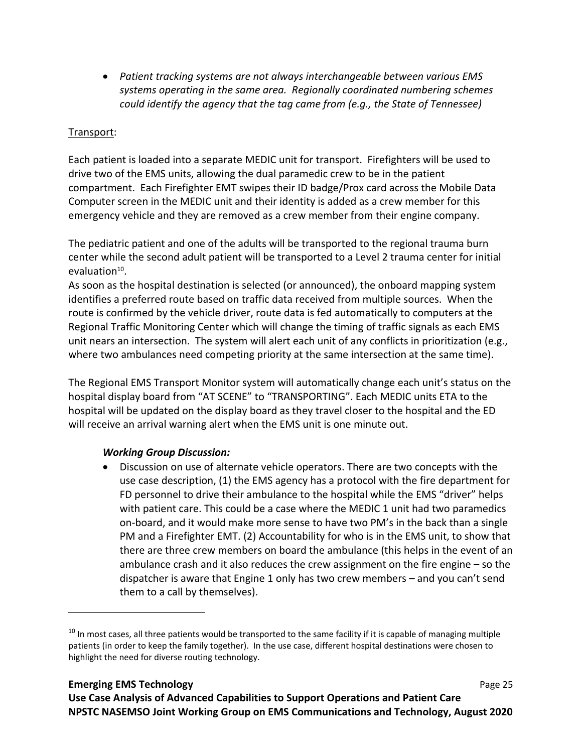- *Patient tracking systems are not always interchangeable between various EMS systems operating in the same area. Regionally coordinated numbering schemes could identify the agency that the tag came from (e.g., the State of Tennessee)*

Transport:

Each patient is loaded into a separate MEDIC unit for transport. Firefighters will be used to drive two of the EMS units, allowing the dual paramedic crew to be in the patient compartment. Each Firefighter EMT swipes their ID badge/Prox card across the Mobile Data Computer screen in the MEDIC unit and their identity is added as a crew member for this emergency vehicle and they are removed as a crew member from their engine company.

The pediatric patient and one of the adults will be transported to the regional trauma burn center while the second adult patient will be transported to a Level 2 trauma center for initial evaluation[10].

As soon as the hospital destination is selected (or announced), the onboard mapping system identifies a preferred route based on traffic data received from multiple sources. When the route is confirmed by the vehicle driver, route data is fed automatically to computers at the Regional Traffic Monitoring Center which will change the timing of traffic signals as each EMS unit nears an intersection. The system will alert each unit of any conflicts in prioritization (e.g., where two ambulances need competing priority at the same intersection at the same time).

The Regional EMS Transport Monitor system will automatically change each unit's status on the hospital display board from "AT SCENE" to "TRANSPORTING". Each MEDIC units ETA to the hospital will be updated on the display board as they travel closer to the hospital and the ED will receive an arrival warning alert when the EMS unit is one minute out.

***Working Group Discussion:***

- Discussion on use of alternate vehicle operators. There are two concepts with the use case description, (1) the EMS agency has a protocol with the fire department for FD personnel to drive their ambulance to the hospital while the EMS "driver" helps with patient care. This could be a case where the MEDIC 1 unit had two paramedics on-board, and it would make more sense to have two PM's in the back than a single PM and a Firefighter EMT. (2) Accountability for who is in the EMS unit, to show that there are three crew members on board the ambulance (this helps in the event of an ambulance crash and it also reduces the crew assignment on the fire engine – so the dispatcher is aware that Engine 1 only has two crew members – and you can't send them to a call by themselves).

[10] In most cases, all three patients would be transported to the same facility if it is capable of managing multiple patients (in order to keep the family together). In the use case, different hospital destinations were chosen to highlight the need for diverse routing technology.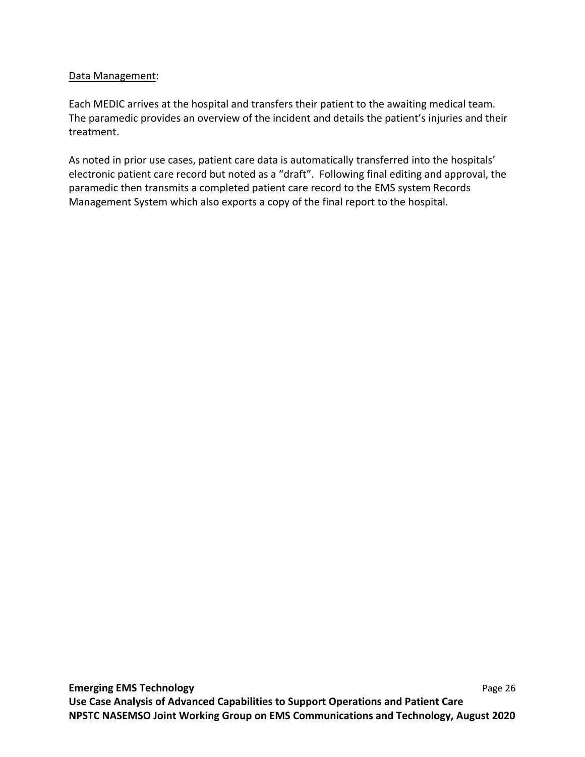<u>Data Management</u>:

Each MEDIC arrives at the hospital and transfers their patient to the awaiting medical team. The paramedic provides an overview of the incident and details the patient's injuries and their treatment.

As noted in prior use cases, patient care data is automatically transferred into the hospitals' electronic patient care record but noted as a "draft". Following final editing and approval, the paramedic then transmits a completed patient care record to the EMS system Records Management System which also exports a copy of the final report to the hospital.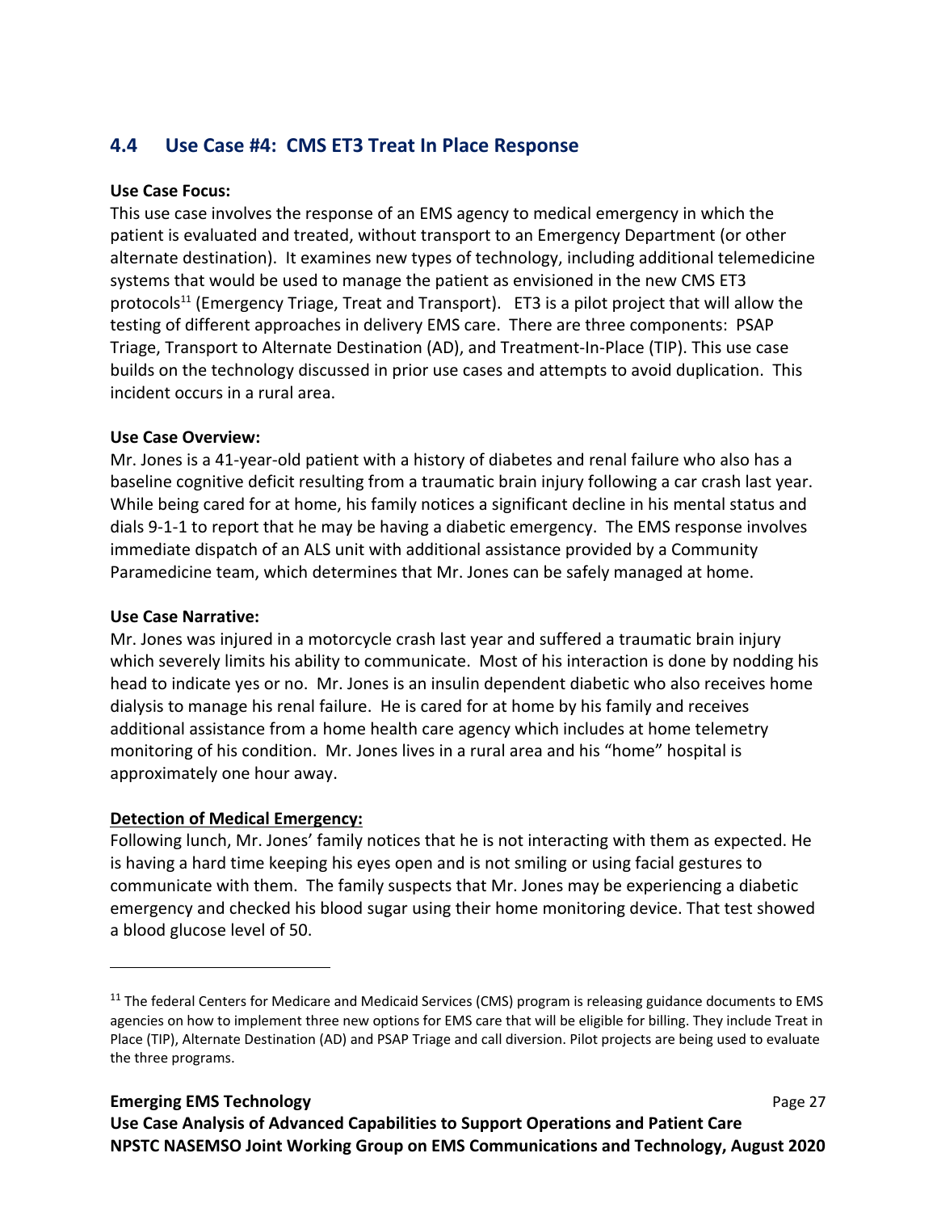## 4.4 Use Case #4: CMS ET3 Treat In Place Response

**Use Case Focus:**

This use case involves the response of an EMS agency to medical emergency in which the patient is evaluated and treated, without transport to an Emergency Department (or other alternate destination). It examines new types of technology, including additional telemedicine systems that would be used to manage the patient as envisioned in the new CMS ET3 protocols[11] (Emergency Triage, Treat and Transport). ET3 is a pilot project that will allow the testing of different approaches in delivery EMS care. There are three components: PSAP Triage, Transport to Alternate Destination (AD), and Treatment-In-Place (TIP). This use case builds on the technology discussed in prior use cases and attempts to avoid duplication. This incident occurs in a rural area.

**Use Case Overview:**

Mr. Jones is a 41-year-old patient with a history of diabetes and renal failure who also has a baseline cognitive deficit resulting from a traumatic brain injury following a car crash last year. While being cared for at home, his family notices a significant decline in his mental status and dials 9-1-1 to report that he may be having a diabetic emergency. The EMS response involves immediate dispatch of an ALS unit with additional assistance provided by a Community Paramedicine team, which determines that Mr. Jones can be safely managed at home.

**Use Case Narrative:**

Mr. Jones was injured in a motorcycle crash last year and suffered a traumatic brain injury which severely limits his ability to communicate. Most of his interaction is done by nodding his head to indicate yes or no. Mr. Jones is an insulin dependent diabetic who also receives home dialysis to manage his renal failure. He is cared for at home by his family and receives additional assistance from a home health care agency which includes at home telemetry monitoring of his condition. Mr. Jones lives in a rural area and his "home" hospital is approximately one hour away.

**Detection of Medical Emergency:**

Following lunch, Mr. Jones' family notices that he is not interacting with them as expected. He is having a hard time keeping his eyes open and is not smiling or using facial gestures to communicate with them. The family suspects that Mr. Jones may be experiencing a diabetic emergency and checked his blood sugar using their home monitoring device. That test showed a blood glucose level of 50.

---

[11] The federal Centers for Medicare and Medicaid Services (CMS) program is releasing guidance documents to EMS agencies on how to implement three new options for EMS care that will be eligible for billing. They include Treat in Place (TIP), Alternate Destination (AD) and PSAP Triage and call diversion. Pilot projects are being used to evaluate the three programs.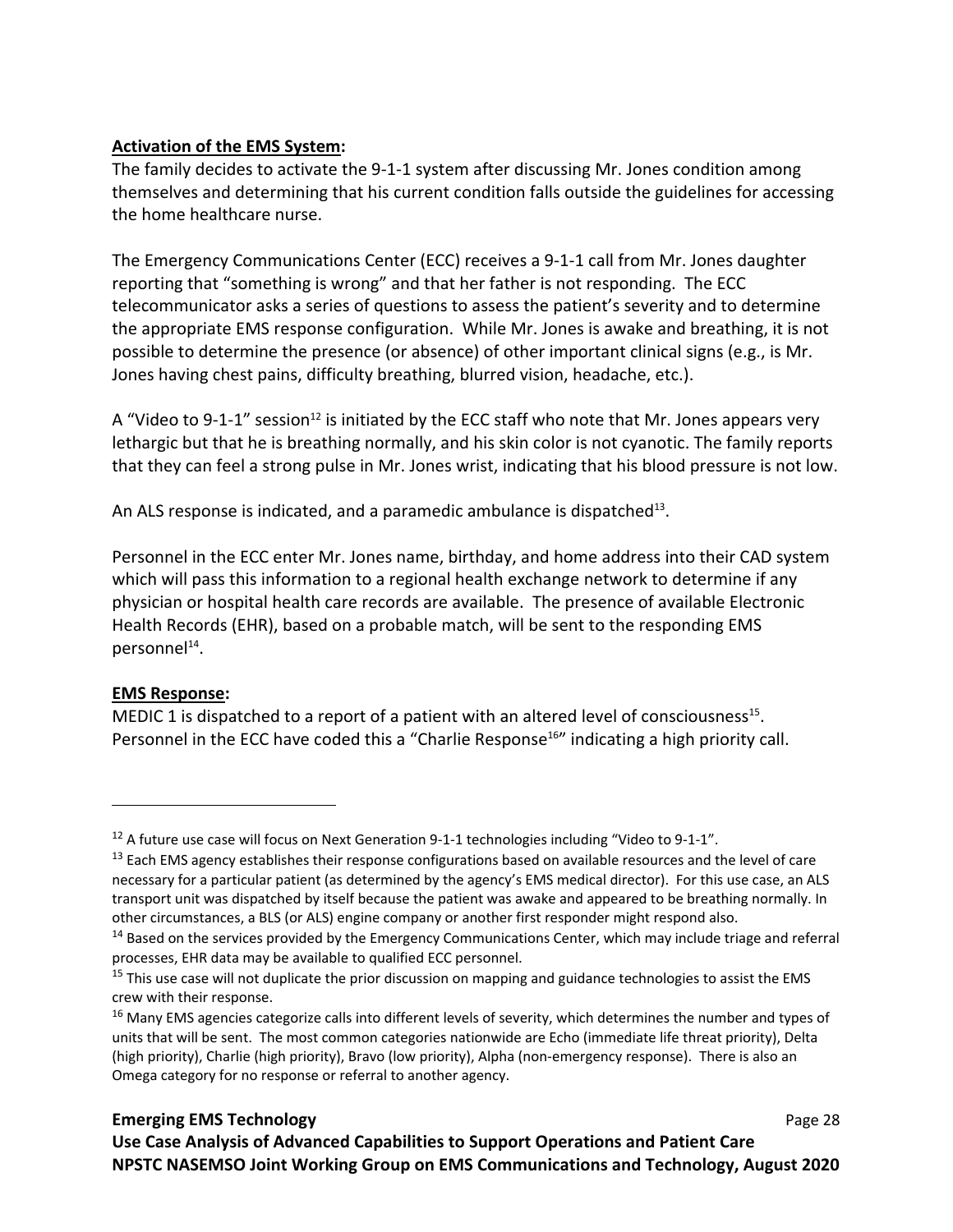**Activation of the EMS System:**

The family decides to activate the 9-1-1 system after discussing Mr. Jones condition among themselves and determining that his current condition falls outside the guidelines for accessing the home healthcare nurse.

The Emergency Communications Center (ECC) receives a 9-1-1 call from Mr. Jones daughter reporting that "something is wrong" and that her father is not responding. The ECC telecommunicator asks a series of questions to assess the patient's severity and to determine the appropriate EMS response configuration. While Mr. Jones is awake and breathing, it is not possible to determine the presence (or absence) of other important clinical signs (e.g., is Mr. Jones having chest pains, difficulty breathing, blurred vision, headache, etc.).

A "Video to 9-1-1" session[12] is initiated by the ECC staff who note that Mr. Jones appears very lethargic but that he is breathing normally, and his skin color is not cyanotic. The family reports that they can feel a strong pulse in Mr. Jones wrist, indicating that his blood pressure is not low.

An ALS response is indicated, and a paramedic ambulance is dispatched[13].

Personnel in the ECC enter Mr. Jones name, birthday, and home address into their CAD system which will pass this information to a regional health exchange network to determine if any physician or hospital health care records are available. The presence of available Electronic Health Records (EHR), based on a probable match, will be sent to the responding EMS personnel[14].

**EMS Response:**

MEDIC 1 is dispatched to a report of a patient with an altered level of consciousness[15]. Personnel in the ECC have coded this a "Charlie Response[16]" indicating a high priority call.

---

[12] A future use case will focus on Next Generation 9-1-1 technologies including "Video to 9-1-1".

[13] Each EMS agency establishes their response configurations based on available resources and the level of care necessary for a particular patient (as determined by the agency's EMS medical director). For this use case, an ALS transport unit was dispatched by itself because the patient was awake and appeared to be breathing normally. In other circumstances, a BLS (or ALS) engine company or another first responder might respond also.

[14] Based on the services provided by the Emergency Communications Center, which may include triage and referral processes, EHR data may be available to qualified ECC personnel.

[15] This use case will not duplicate the prior discussion on mapping and guidance technologies to assist the EMS crew with their response.

[16] Many EMS agencies categorize calls into different levels of severity, which determines the number and types of units that will be sent. The most common categories nationwide are Echo (immediate life threat priority), Delta (high priority), Charlie (high priority), Bravo (low priority), Alpha (non-emergency response). There is also an Omega category for no response or referral to another agency.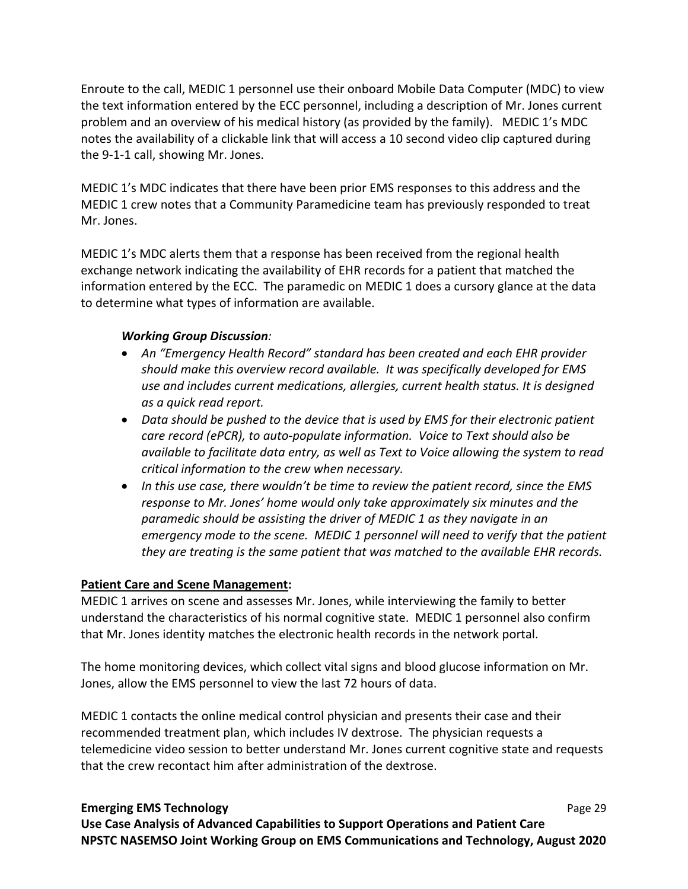Enroute to the call, MEDIC 1 personnel use their onboard Mobile Data Computer (MDC) to view the text information entered by the ECC personnel, including a description of Mr. Jones current problem and an overview of his medical history (as provided by the family). MEDIC 1's MDC notes the availability of a clickable link that will access a 10 second video clip captured during the 9-1-1 call, showing Mr. Jones.

MEDIC 1's MDC indicates that there have been prior EMS responses to this address and the MEDIC 1 crew notes that a Community Paramedicine team has previously responded to treat Mr. Jones.

MEDIC 1's MDC alerts them that a response has been received from the regional health exchange network indicating the availability of EHR records for a patient that matched the information entered by the ECC. The paramedic on MEDIC 1 does a cursory glance at the data to determine what types of information are available.

***Working Group Discussion**:*

- *An "Emergency Health Record" standard has been created and each EHR provider should make this overview record available. It was specifically developed for EMS use and includes current medications, allergies, current health status. It is designed as a quick read report.*
- *Data should be pushed to the device that is used by EMS for their electronic patient care record (ePCR), to auto-populate information. Voice to Text should also be available to facilitate data entry, as well as Text to Voice allowing the system to read critical information to the crew when necessary.*
- *In this use case, there wouldn't be time to review the patient record, since the EMS response to Mr. Jones' home would only take approximately six minutes and the paramedic should be assisting the driver of MEDIC 1 as they navigate in an emergency mode to the scene. MEDIC 1 personnel will need to verify that the patient they are treating is the same patient that was matched to the available EHR records.*

**<u>Patient Care and Scene Management</u>:**

MEDIC 1 arrives on scene and assesses Mr. Jones, while interviewing the family to better understand the characteristics of his normal cognitive state. MEDIC 1 personnel also confirm that Mr. Jones identity matches the electronic health records in the network portal.

The home monitoring devices, which collect vital signs and blood glucose information on Mr. Jones, allow the EMS personnel to view the last 72 hours of data.

MEDIC 1 contacts the online medical control physician and presents their case and their recommended treatment plan, which includes IV dextrose. The physician requests a telemedicine video session to better understand Mr. Jones current cognitive state and requests that the crew recontact him after administration of the dextrose.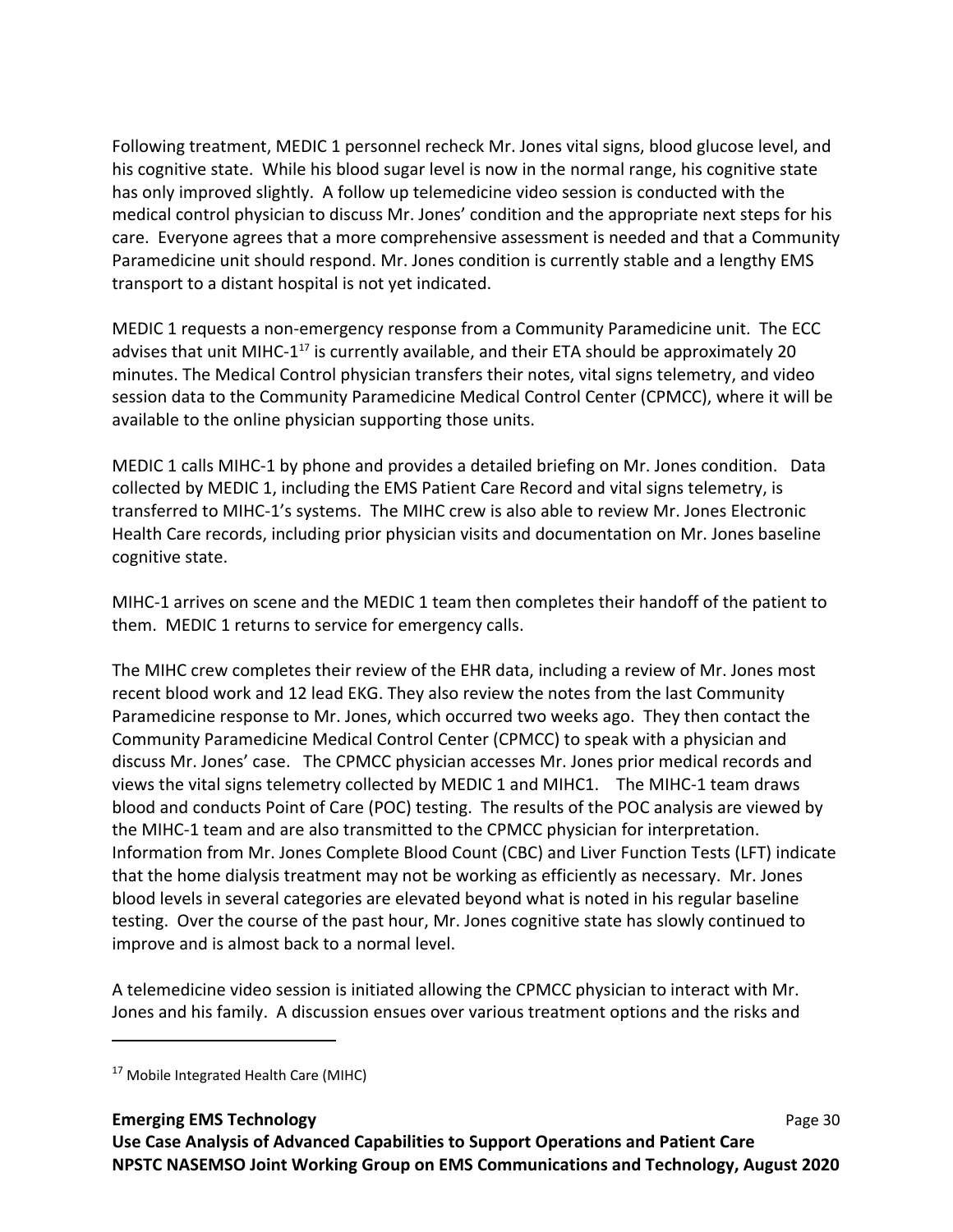Following treatment, MEDIC 1 personnel recheck Mr. Jones vital signs, blood glucose level, and his cognitive state. While his blood sugar level is now in the normal range, his cognitive state has only improved slightly. A follow up telemedicine video session is conducted with the medical control physician to discuss Mr. Jones' condition and the appropriate next steps for his care. Everyone agrees that a more comprehensive assessment is needed and that a Community Paramedicine unit should respond. Mr. Jones condition is currently stable and a lengthy EMS transport to a distant hospital is not yet indicated.

MEDIC 1 requests a non-emergency response from a Community Paramedicine unit. The ECC advises that unit MIHC-1[17] is currently available, and their ETA should be approximately 20 minutes. The Medical Control physician transfers their notes, vital signs telemetry, and video session data to the Community Paramedicine Medical Control Center (CPMCC), where it will be available to the online physician supporting those units.

MEDIC 1 calls MIHC-1 by phone and provides a detailed briefing on Mr. Jones condition. Data collected by MEDIC 1, including the EMS Patient Care Record and vital signs telemetry, is transferred to MIHC-1's systems. The MIHC crew is also able to review Mr. Jones Electronic Health Care records, including prior physician visits and documentation on Mr. Jones baseline cognitive state.

MIHC-1 arrives on scene and the MEDIC 1 team then completes their handoff of the patient to them. MEDIC 1 returns to service for emergency calls.

The MIHC crew completes their review of the EHR data, including a review of Mr. Jones most recent blood work and 12 lead EKG. They also review the notes from the last Community Paramedicine response to Mr. Jones, which occurred two weeks ago. They then contact the Community Paramedicine Medical Control Center (CPMCC) to speak with a physician and discuss Mr. Jones' case. The CPMCC physician accesses Mr. Jones prior medical records and views the vital signs telemetry collected by MEDIC 1 and MIHC1. The MIHC-1 team draws blood and conducts Point of Care (POC) testing. The results of the POC analysis are viewed by the MIHC-1 team and are also transmitted to the CPMCC physician for interpretation. Information from Mr. Jones Complete Blood Count (CBC) and Liver Function Tests (LFT) indicate that the home dialysis treatment may not be working as efficiently as necessary. Mr. Jones blood levels in several categories are elevated beyond what is noted in his regular baseline testing. Over the course of the past hour, Mr. Jones cognitive state has slowly continued to improve and is almost back to a normal level.

A telemedicine video session is initiated allowing the CPMCC physician to interact with Mr. Jones and his family. A discussion ensues over various treatment options and the risks and

---

[17] Mobile Integrated Health Care (MIHC)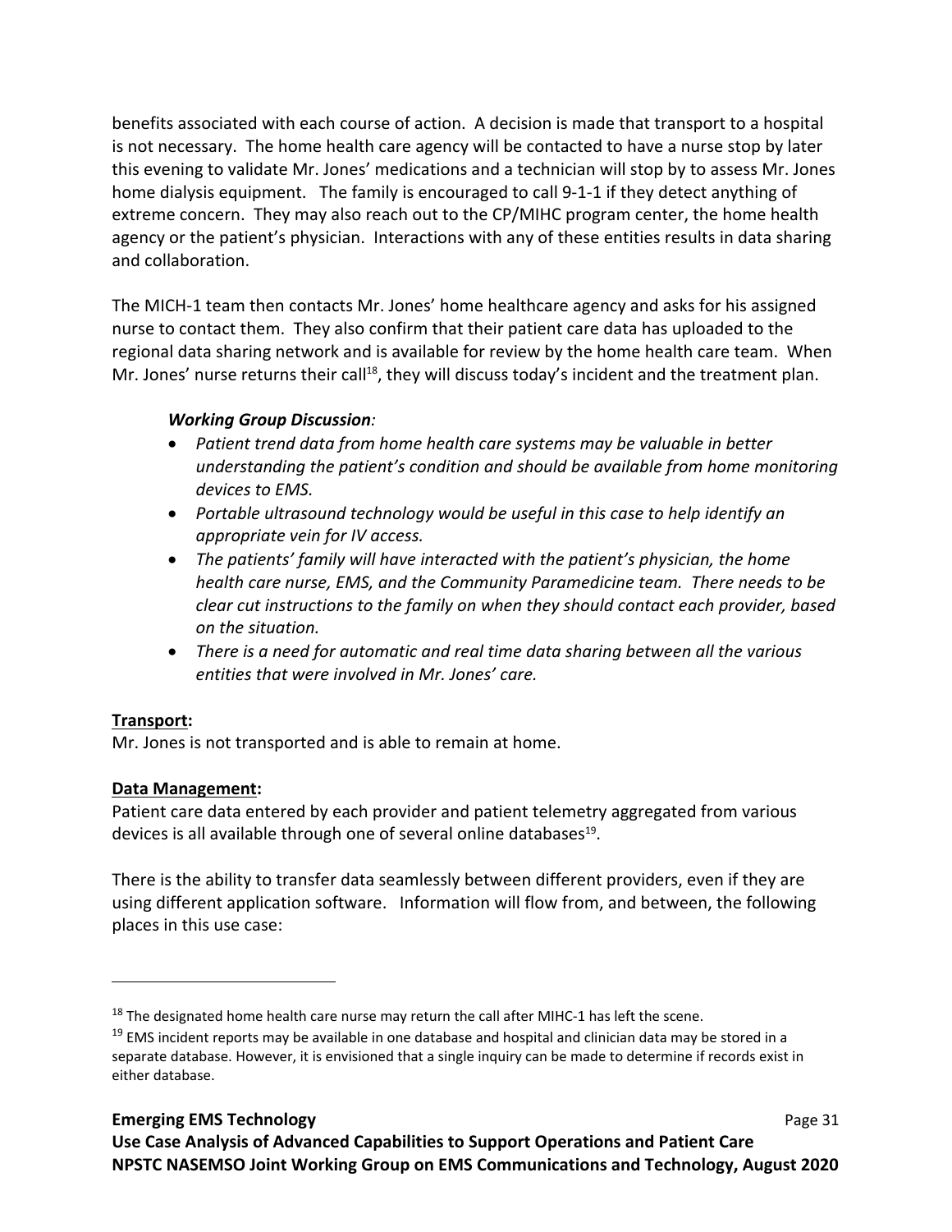benefits associated with each course of action. A decision is made that transport to a hospital is not necessary. The home health care agency will be contacted to have a nurse stop by later this evening to validate Mr. Jones' medications and a technician will stop by to assess Mr. Jones home dialysis equipment. The family is encouraged to call 9-1-1 if they detect anything of extreme concern. They may also reach out to the CP/MIHC program center, the home health agency or the patient's physician. Interactions with any of these entities results in data sharing and collaboration.

The MICH-1 team then contacts Mr. Jones' home healthcare agency and asks for his assigned nurse to contact them. They also confirm that their patient care data has uploaded to the regional data sharing network and is available for review by the home health care team. When Mr. Jones' nurse returns their call[18], they will discuss today's incident and the treatment plan.

> ***Working Group Discussion**:*
>
> - *Patient trend data from home health care systems may be valuable in better understanding the patient's condition and should be available from home monitoring devices to EMS.*
> - *Portable ultrasound technology would be useful in this case to help identify an appropriate vein for IV access.*
> - *The patients' family will have interacted with the patient's physician, the home health care nurse, EMS, and the Community Paramedicine team. There needs to be clear cut instructions to the family on when they should contact each provider, based on the situation.*
> - *There is a need for automatic and real time data sharing between all the various entities that were involved in Mr. Jones' care.*

**Transport:**

Mr. Jones is not transported and is able to remain at home.

**Data Management:**

Patient care data entered by each provider and patient telemetry aggregated from various devices is all available through one of several online databases[19].

There is the ability to transfer data seamlessly between different providers, even if they are using different application software. Information will flow from, and between, the following places in this use case:

---

[18] The designated home health care nurse may return the call after MIHC-1 has left the scene.

[19] EMS incident reports may be available in one database and hospital and clinician data may be stored in a separate database. However, it is envisioned that a single inquiry can be made to determine if records exist in either database.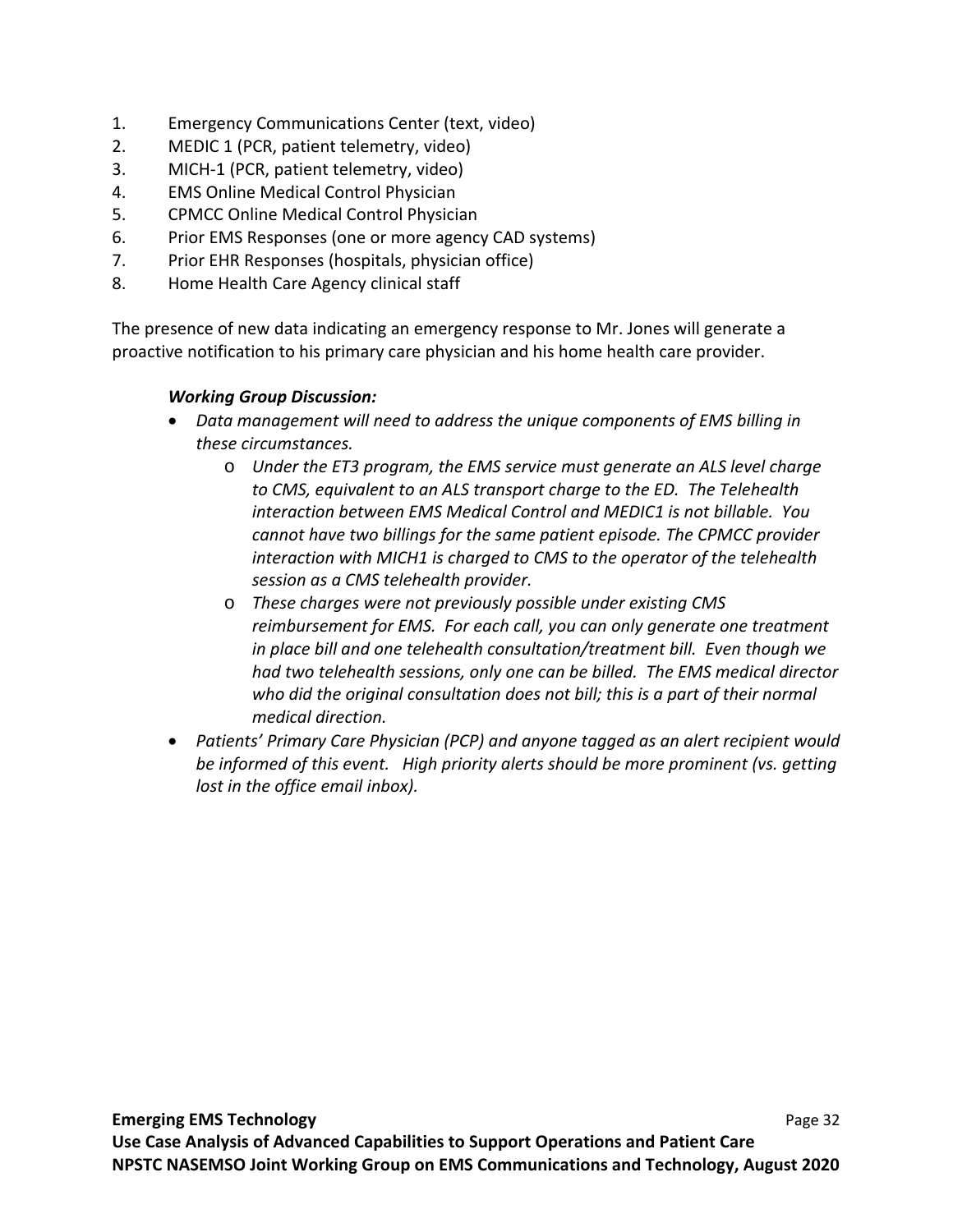1. Emergency Communications Center (text, video)
2. MEDIC 1 (PCR, patient telemetry, video)
3. MICH-1 (PCR, patient telemetry, video)
4. EMS Online Medical Control Physician
5. CPMCC Online Medical Control Physician
6. Prior EMS Responses (one or more agency CAD systems)
7. Prior EHR Responses (hospitals, physician office)
8. Home Health Care Agency clinical staff

The presence of new data indicating an emergency response to Mr. Jones will generate a proactive notification to his primary care physician and his home health care provider.

***Working Group Discussion:***

- *Data management will need to address the unique components of EMS billing in these circumstances.*
  - *Under the ET3 program, the EMS service must generate an ALS level charge to CMS, equivalent to an ALS transport charge to the ED. The Telehealth interaction between EMS Medical Control and MEDIC1 is not billable. You cannot have two billings for the same patient episode. The CPMCC provider interaction with MICH1 is charged to CMS to the operator of the telehealth session as a CMS telehealth provider.*
  - *These charges were not previously possible under existing CMS reimbursement for EMS. For each call, you can only generate one treatment in place bill and one telehealth consultation/treatment bill. Even though we had two telehealth sessions, only one can be billed. The EMS medical director who did the original consultation does not bill; this is a part of their normal medical direction.*
- *Patients' Primary Care Physician (PCP) and anyone tagged as an alert recipient would be informed of this event. High priority alerts should be more prominent (vs. getting lost in the office email inbox).*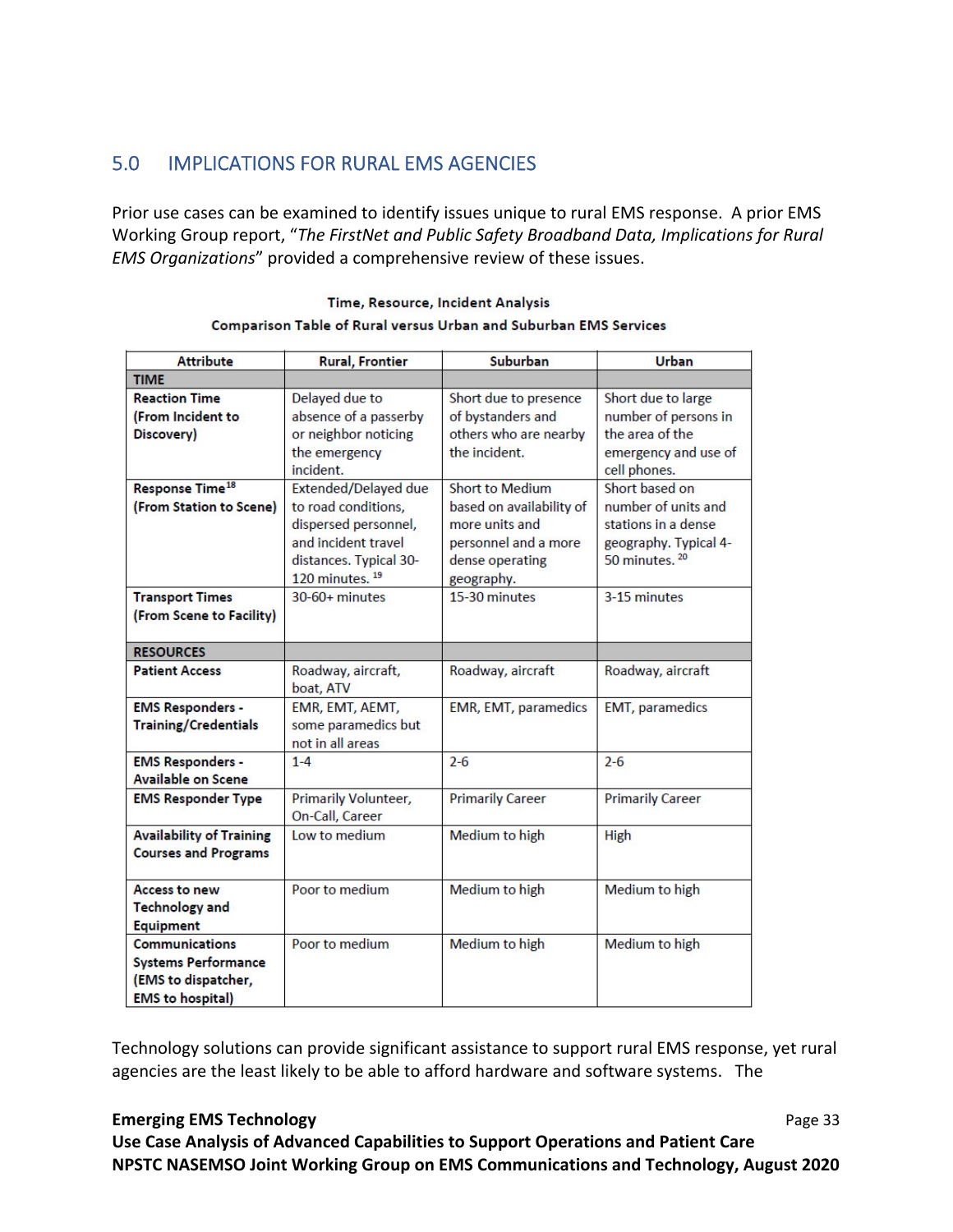## 5.0 IMPLICATIONS FOR RURAL EMS AGENCIES

Prior use cases can be examined to identify issues unique to rural EMS response. A prior EMS Working Group report, "*The FirstNet and Public Safety Broadband Data, Implications for Rural EMS Organizations*" provided a comprehensive review of these issues.

**Time, Resource, Incident Analysis**
**Comparison Table of Rural versus Urban and Suburban EMS Services**

| Attribute | Rural, Frontier | Suburban | Urban |
|---|---|---|---|
| **TIME** | | | |
| **Reaction Time (From Incident to Discovery)** | Delayed due to absence of a passerby or neighbor noticing the emergency incident. | Short due to presence of bystanders and others who are nearby the incident. | Short due to large number of persons in the area of the emergency and use of cell phones. |
| **Response Time[18] (From Station to Scene)** | Extended/Delayed due to road conditions, dispersed personnel, and incident travel distances. Typical 30-120 minutes. [19] | Short to Medium based on availability of more units and personnel and a more dense operating geography. | Short based on number of units and stations in a dense geography. Typical 4-50 minutes. [20] |
| **Transport Times (From Scene to Facility)** | 30-60+ minutes | 15-30 minutes | 3-15 minutes |
| **RESOURCES** | | | |
| **Patient Access** | Roadway, aircraft, boat, ATV | Roadway, aircraft | Roadway, aircraft |
| **EMS Responders - Training/Credentials** | EMR, EMT, AEMT, some paramedics but not in all areas | EMR, EMT, paramedics | EMT, paramedics |
| **EMS Responders - Available on Scene** | 1-4 | 2-6 | 2-6 |
| **EMS Responder Type** | Primarily Volunteer, On-Call, Career | Primarily Career | Primarily Career |
| **Availability of Training Courses and Programs** | Low to medium | Medium to high | High |
| **Access to new Technology and Equipment** | Poor to medium | Medium to high | Medium to high |
| **Communications Systems Performance (EMS to dispatcher, EMS to hospital)** | Poor to medium | Medium to high | Medium to high |

Technology solutions can provide significant assistance to support rural EMS response, yet rural agencies are the least likely to be able to afford hardware and software systems. The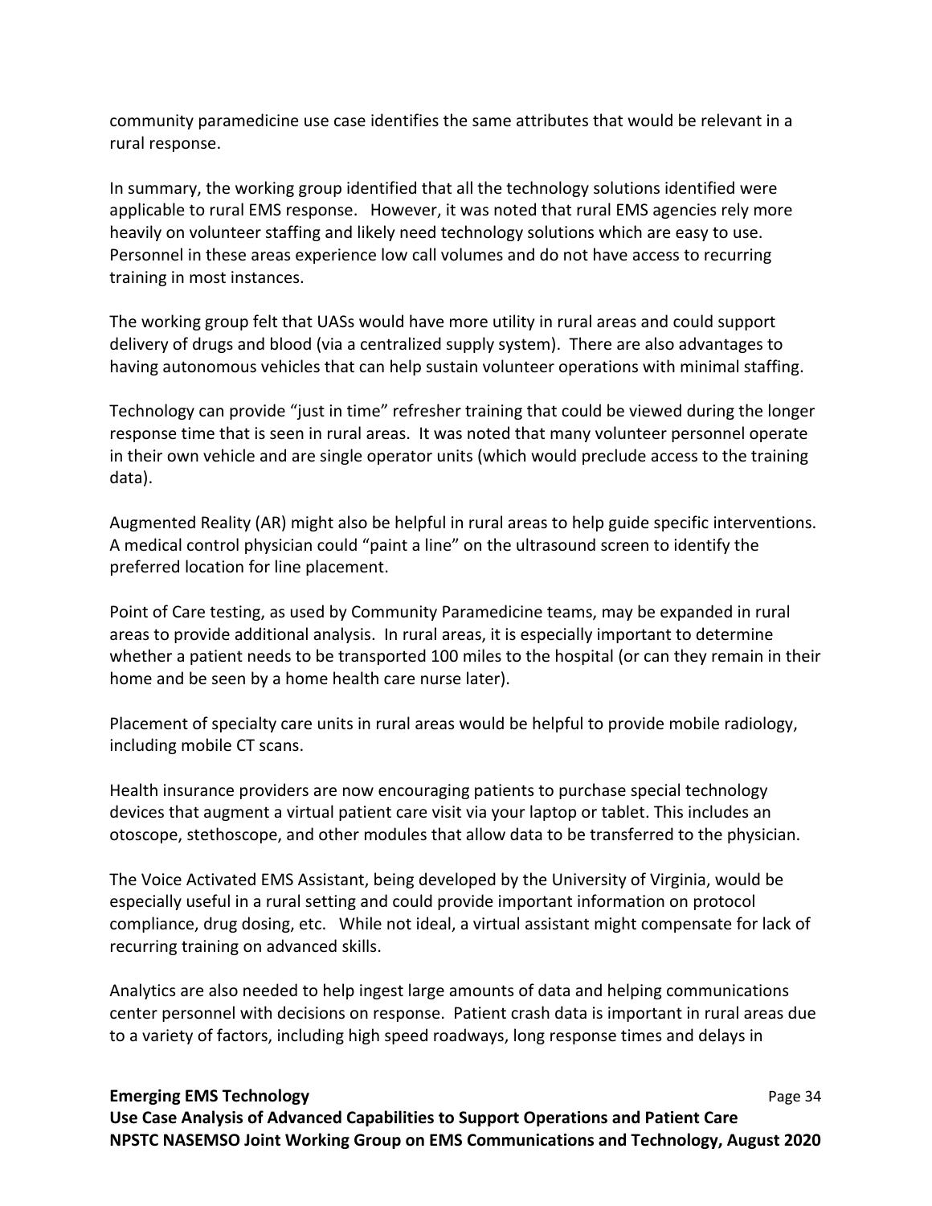community paramedicine use case identifies the same attributes that would be relevant in a rural response.

In summary, the working group identified that all the technology solutions identified were applicable to rural EMS response. However, it was noted that rural EMS agencies rely more heavily on volunteer staffing and likely need technology solutions which are easy to use. Personnel in these areas experience low call volumes and do not have access to recurring training in most instances.

The working group felt that UASs would have more utility in rural areas and could support delivery of drugs and blood (via a centralized supply system). There are also advantages to having autonomous vehicles that can help sustain volunteer operations with minimal staffing.

Technology can provide "just in time" refresher training that could be viewed during the longer response time that is seen in rural areas. It was noted that many volunteer personnel operate in their own vehicle and are single operator units (which would preclude access to the training data).

Augmented Reality (AR) might also be helpful in rural areas to help guide specific interventions. A medical control physician could "paint a line" on the ultrasound screen to identify the preferred location for line placement.

Point of Care testing, as used by Community Paramedicine teams, may be expanded in rural areas to provide additional analysis. In rural areas, it is especially important to determine whether a patient needs to be transported 100 miles to the hospital (or can they remain in their home and be seen by a home health care nurse later).

Placement of specialty care units in rural areas would be helpful to provide mobile radiology, including mobile CT scans.

Health insurance providers are now encouraging patients to purchase special technology devices that augment a virtual patient care visit via your laptop or tablet. This includes an otoscope, stethoscope, and other modules that allow data to be transferred to the physician.

The Voice Activated EMS Assistant, being developed by the University of Virginia, would be especially useful in a rural setting and could provide important information on protocol compliance, drug dosing, etc. While not ideal, a virtual assistant might compensate for lack of recurring training on advanced skills.

Analytics are also needed to help ingest large amounts of data and helping communications center personnel with decisions on response. Patient crash data is important in rural areas due to a variety of factors, including high speed roadways, long response times and delays in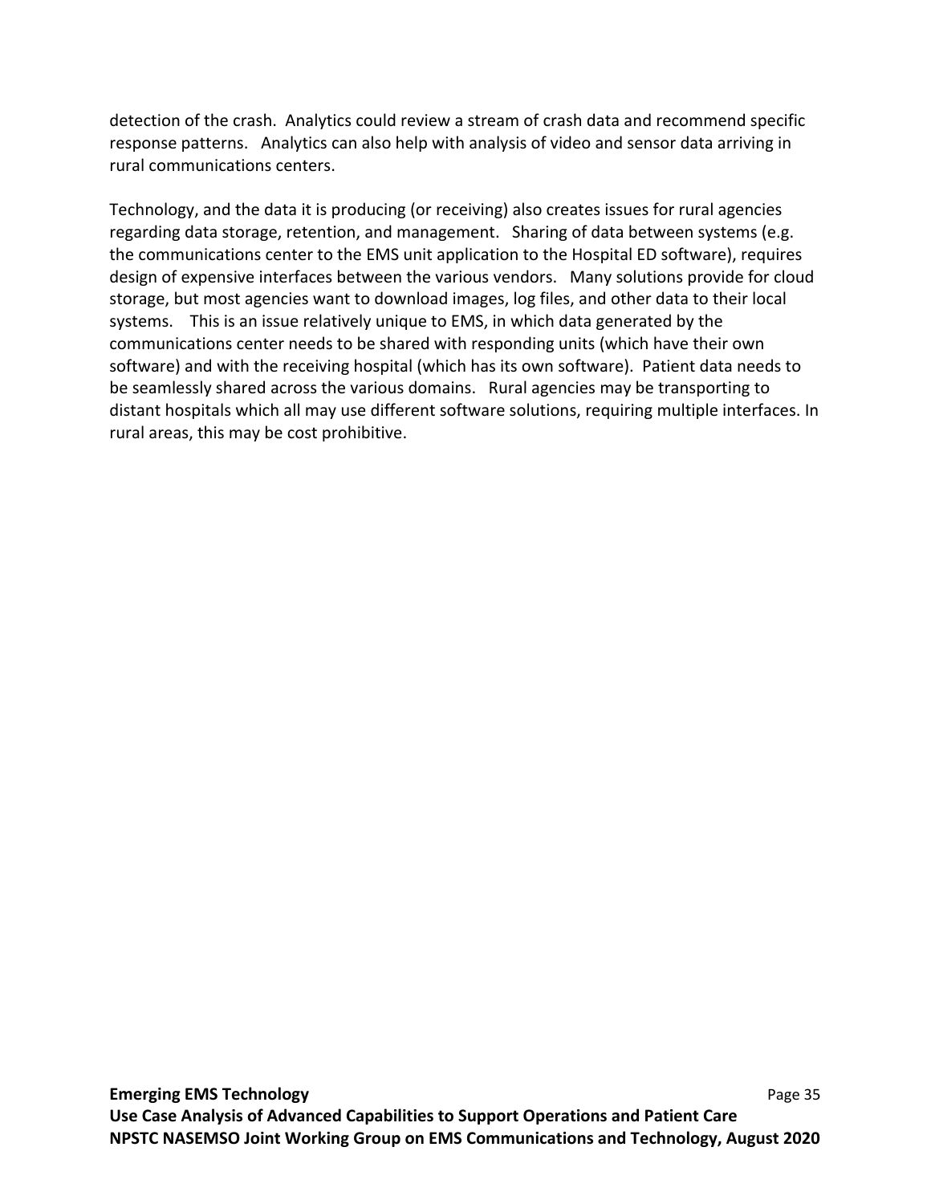detection of the crash. Analytics could review a stream of crash data and recommend specific response patterns. Analytics can also help with analysis of video and sensor data arriving in rural communications centers.

Technology, and the data it is producing (or receiving) also creates issues for rural agencies regarding data storage, retention, and management. Sharing of data between systems (e.g. the communications center to the EMS unit application to the Hospital ED software), requires design of expensive interfaces between the various vendors. Many solutions provide for cloud storage, but most agencies want to download images, log files, and other data to their local systems. This is an issue relatively unique to EMS, in which data generated by the communications center needs to be shared with responding units (which have their own software) and with the receiving hospital (which has its own software). Patient data needs to be seamlessly shared across the various domains. Rural agencies may be transporting to distant hospitals which all may use different software solutions, requiring multiple interfaces. In rural areas, this may be cost prohibitive.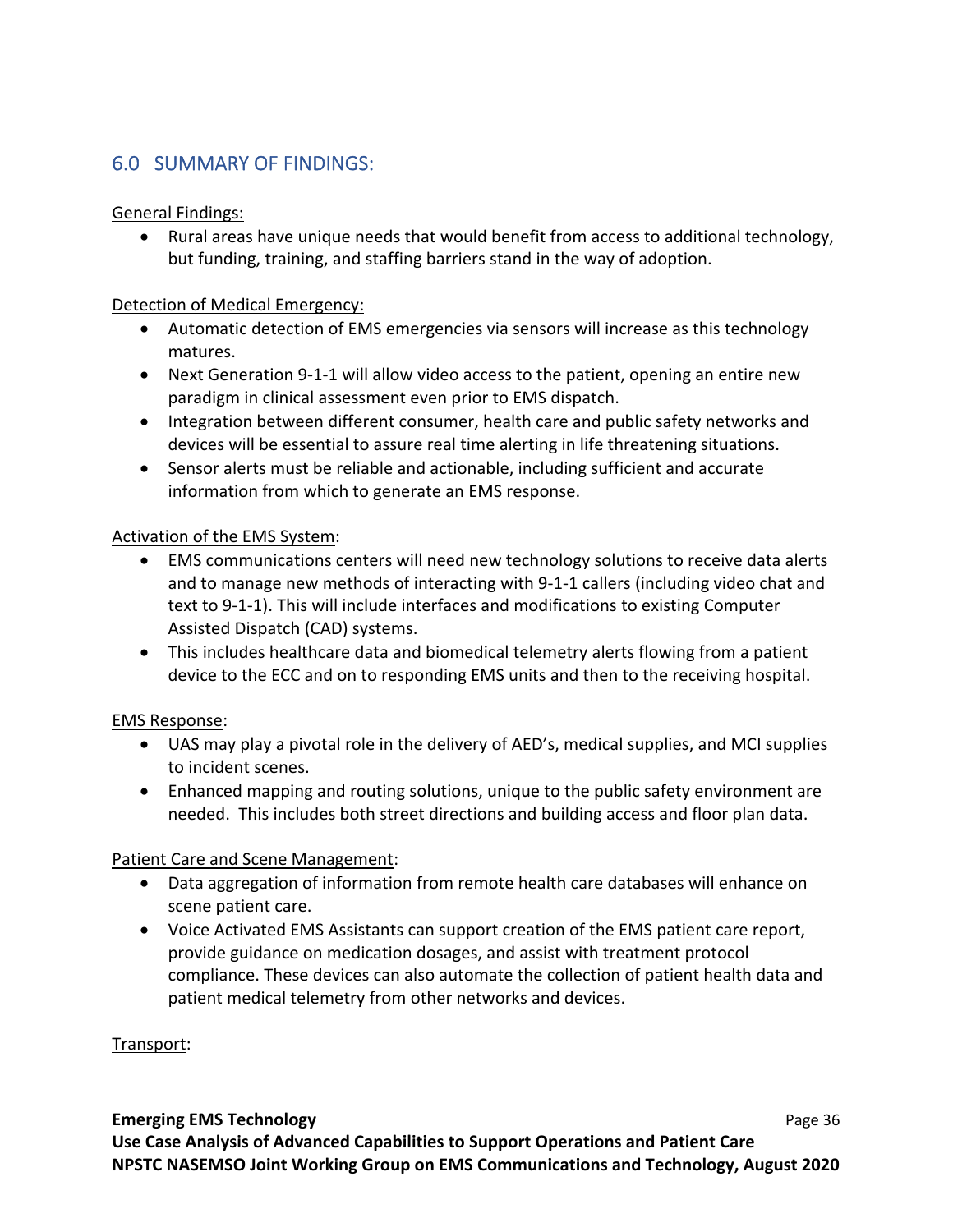## 6.0 SUMMARY OF FINDINGS:

General Findings:

- Rural areas have unique needs that would benefit from access to additional technology, but funding, training, and staffing barriers stand in the way of adoption.

Detection of Medical Emergency:

- Automatic detection of EMS emergencies via sensors will increase as this technology matures.
- Next Generation 9-1-1 will allow video access to the patient, opening an entire new paradigm in clinical assessment even prior to EMS dispatch.
- Integration between different consumer, health care and public safety networks and devices will be essential to assure real time alerting in life threatening situations.
- Sensor alerts must be reliable and actionable, including sufficient and accurate information from which to generate an EMS response.

Activation of the EMS System:

- EMS communications centers will need new technology solutions to receive data alerts and to manage new methods of interacting with 9-1-1 callers (including video chat and text to 9-1-1). This will include interfaces and modifications to existing Computer Assisted Dispatch (CAD) systems.
- This includes healthcare data and biomedical telemetry alerts flowing from a patient device to the ECC and on to responding EMS units and then to the receiving hospital.

EMS Response:

- UAS may play a pivotal role in the delivery of AED's, medical supplies, and MCI supplies to incident scenes.
- Enhanced mapping and routing solutions, unique to the public safety environment are needed. This includes both street directions and building access and floor plan data.

Patient Care and Scene Management:

- Data aggregation of information from remote health care databases will enhance on scene patient care.
- Voice Activated EMS Assistants can support creation of the EMS patient care report, provide guidance on medication dosages, and assist with treatment protocol compliance. These devices can also automate the collection of patient health data and patient medical telemetry from other networks and devices.

Transport: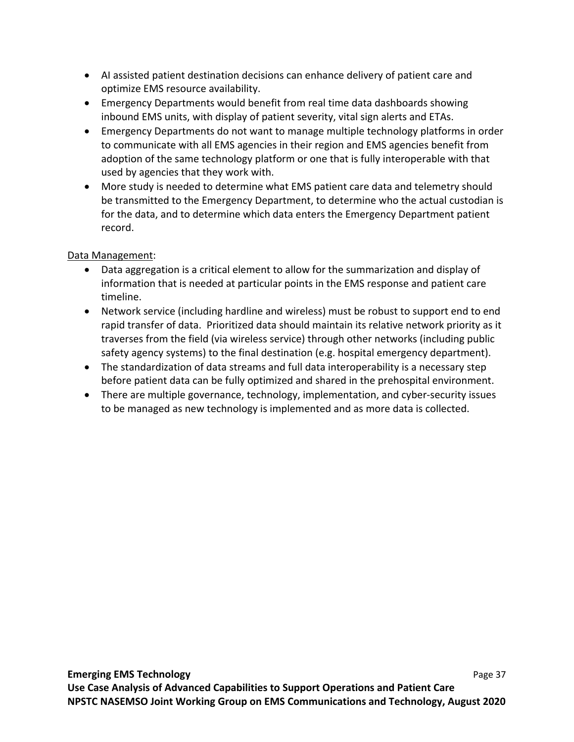- AI assisted patient destination decisions can enhance delivery of patient care and optimize EMS resource availability.
- Emergency Departments would benefit from real time data dashboards showing inbound EMS units, with display of patient severity, vital sign alerts and ETAs.
- Emergency Departments do not want to manage multiple technology platforms in order to communicate with all EMS agencies in their region and EMS agencies benefit from adoption of the same technology platform or one that is fully interoperable with that used by agencies that they work with.
- More study is needed to determine what EMS patient care data and telemetry should be transmitted to the Emergency Department, to determine who the actual custodian is for the data, and to determine which data enters the Emergency Department patient record.

<u>Data Management</u>:

- Data aggregation is a critical element to allow for the summarization and display of information that is needed at particular points in the EMS response and patient care timeline.
- Network service (including hardline and wireless) must be robust to support end to end rapid transfer of data. Prioritized data should maintain its relative network priority as it traverses from the field (via wireless service) through other networks (including public safety agency systems) to the final destination (e.g. hospital emergency department).
- The standardization of data streams and full data interoperability is a necessary step before patient data can be fully optimized and shared in the prehospital environment.
- There are multiple governance, technology, implementation, and cyber-security issues to be managed as new technology is implemented and as more data is collected.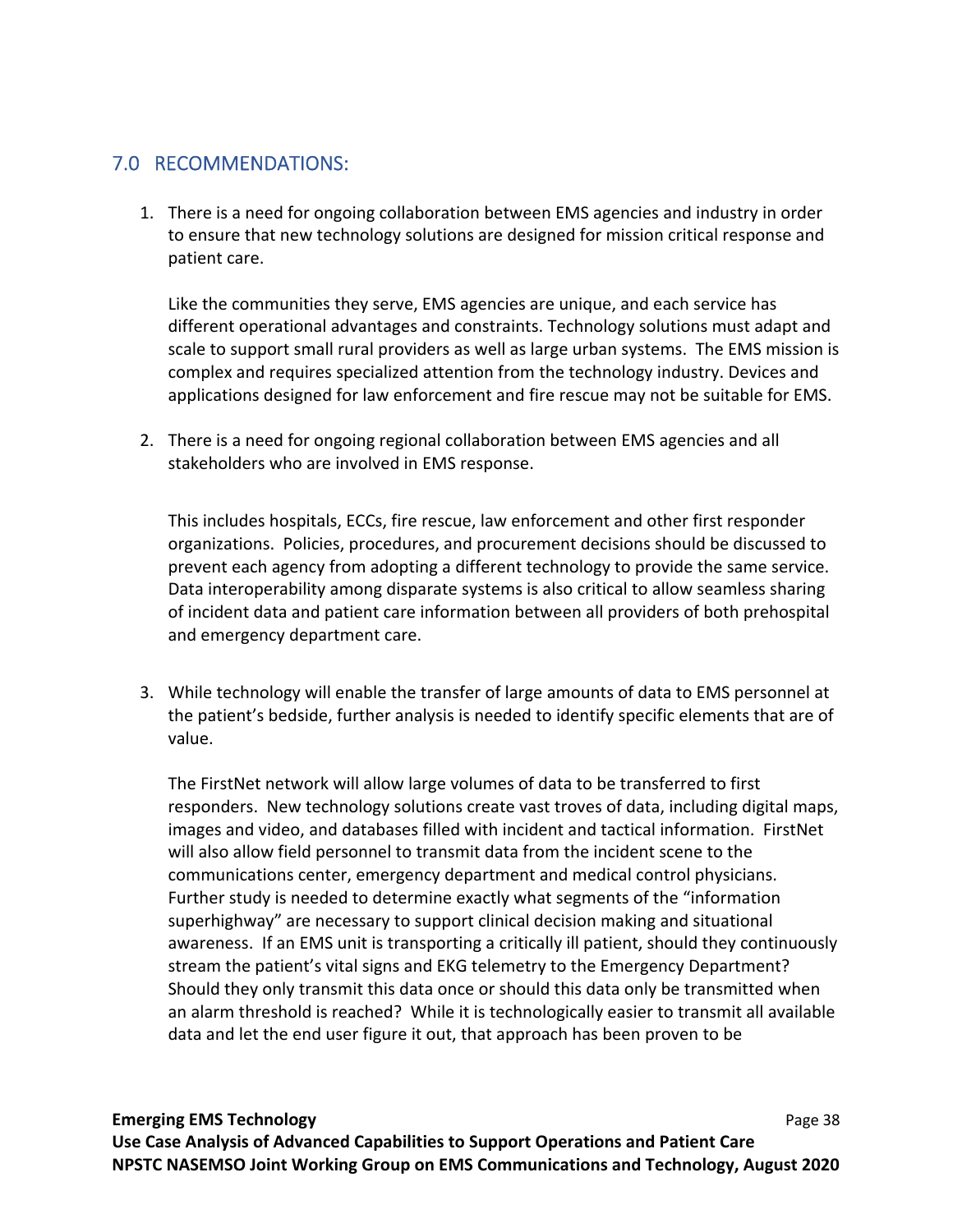## 7.0 RECOMMENDATIONS:

1. There is a need for ongoing collaboration between EMS agencies and industry in order to ensure that new technology solutions are designed for mission critical response and patient care.

   Like the communities they serve, EMS agencies are unique, and each service has different operational advantages and constraints. Technology solutions must adapt and scale to support small rural providers as well as large urban systems. The EMS mission is complex and requires specialized attention from the technology industry. Devices and applications designed for law enforcement and fire rescue may not be suitable for EMS.

2. There is a need for ongoing regional collaboration between EMS agencies and all stakeholders who are involved in EMS response.

   This includes hospitals, ECCs, fire rescue, law enforcement and other first responder organizations. Policies, procedures, and procurement decisions should be discussed to prevent each agency from adopting a different technology to provide the same service. Data interoperability among disparate systems is also critical to allow seamless sharing of incident data and patient care information between all providers of both prehospital and emergency department care.

3. While technology will enable the transfer of large amounts of data to EMS personnel at the patient's bedside, further analysis is needed to identify specific elements that are of value.

   The FirstNet network will allow large volumes of data to be transferred to first responders. New technology solutions create vast troves of data, including digital maps, images and video, and databases filled with incident and tactical information. FirstNet will also allow field personnel to transmit data from the incident scene to the communications center, emergency department and medical control physicians. Further study is needed to determine exactly what segments of the "information superhighway" are necessary to support clinical decision making and situational awareness. If an EMS unit is transporting a critically ill patient, should they continuously stream the patient's vital signs and EKG telemetry to the Emergency Department? Should they only transmit this data once or should this data only be transmitted when an alarm threshold is reached? While it is technologically easier to transmit all available data and let the end user figure it out, that approach has been proven to be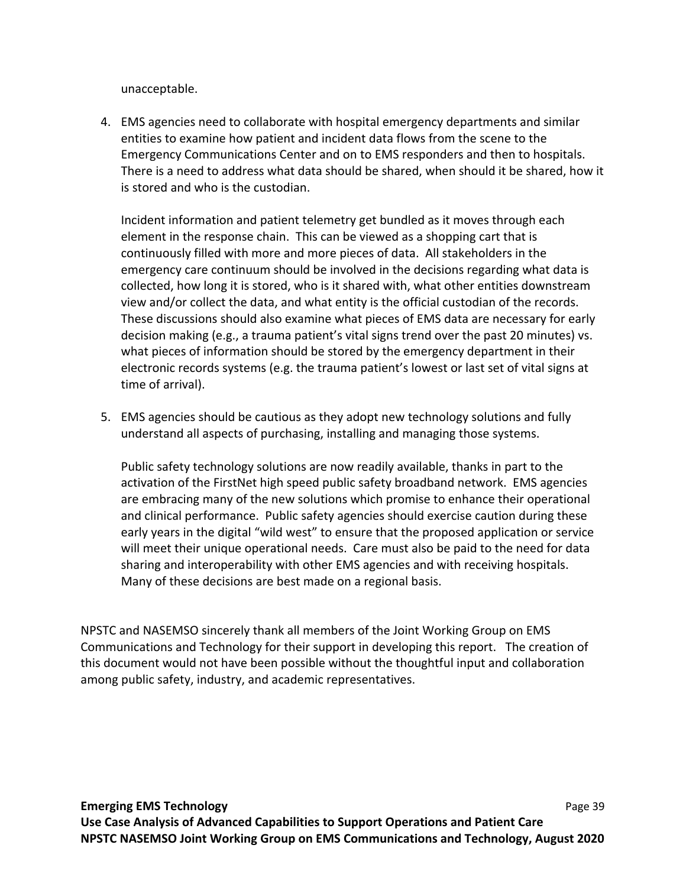unacceptable.

4. EMS agencies need to collaborate with hospital emergency departments and similar entities to examine how patient and incident data flows from the scene to the Emergency Communications Center and on to EMS responders and then to hospitals. There is a need to address what data should be shared, when should it be shared, how it is stored and who is the custodian.

   Incident information and patient telemetry get bundled as it moves through each element in the response chain. This can be viewed as a shopping cart that is continuously filled with more and more pieces of data. All stakeholders in the emergency care continuum should be involved in the decisions regarding what data is collected, how long it is stored, who is it shared with, what other entities downstream view and/or collect the data, and what entity is the official custodian of the records. These discussions should also examine what pieces of EMS data are necessary for early decision making (e.g., a trauma patient's vital signs trend over the past 20 minutes) vs. what pieces of information should be stored by the emergency department in their electronic records systems (e.g. the trauma patient's lowest or last set of vital signs at time of arrival).

5. EMS agencies should be cautious as they adopt new technology solutions and fully understand all aspects of purchasing, installing and managing those systems.

   Public safety technology solutions are now readily available, thanks in part to the activation of the FirstNet high speed public safety broadband network. EMS agencies are embracing many of the new solutions which promise to enhance their operational and clinical performance. Public safety agencies should exercise caution during these early years in the digital "wild west" to ensure that the proposed application or service will meet their unique operational needs. Care must also be paid to the need for data sharing and interoperability with other EMS agencies and with receiving hospitals. Many of these decisions are best made on a regional basis.

NPSTC and NASEMSO sincerely thank all members of the Joint Working Group on EMS Communications and Technology for their support in developing this report. The creation of this document would not have been possible without the thoughtful input and collaboration among public safety, industry, and academic representatives.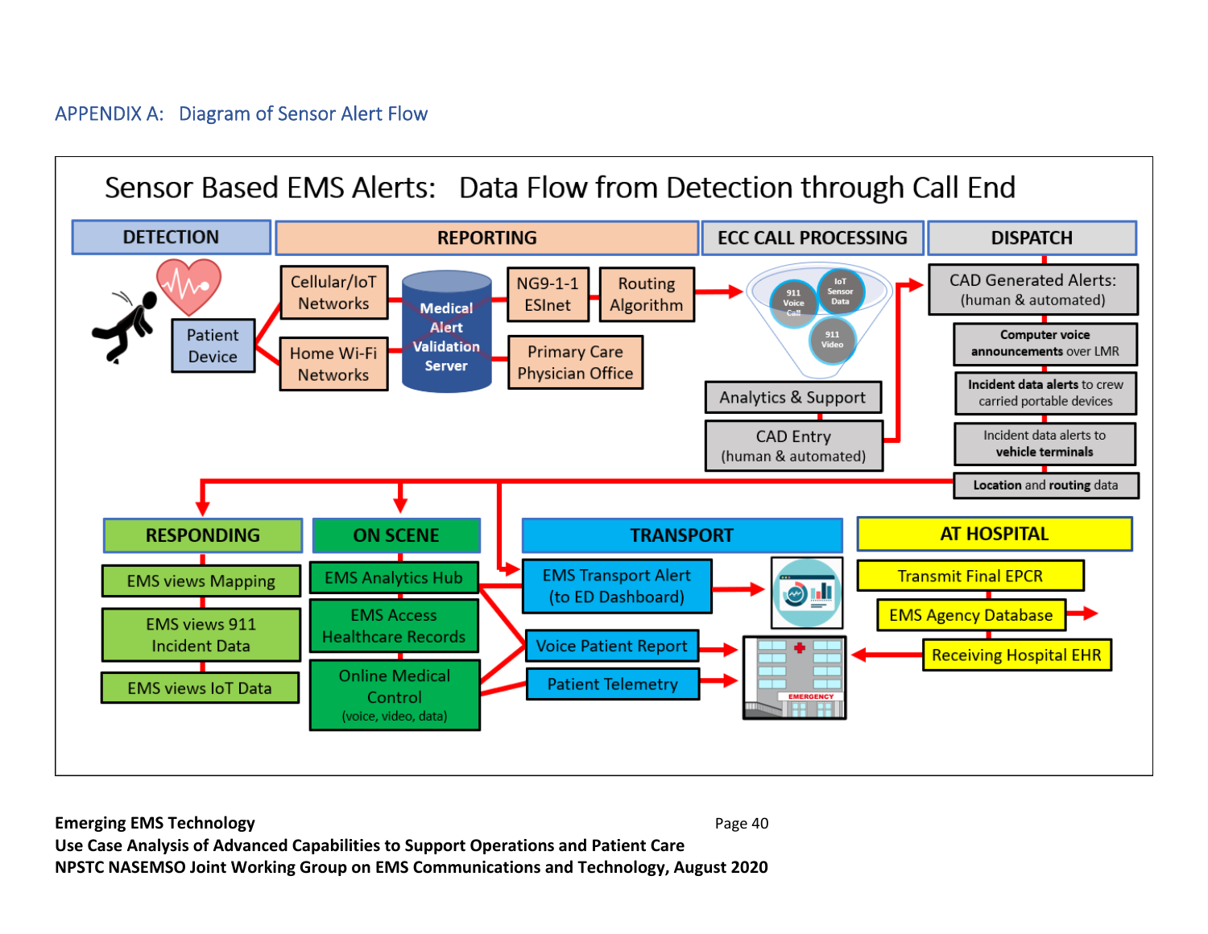## APPENDIX A: Diagram of Sensor Alert Flow

# Sensor Based EMS Alerts: Data Flow from Detection through Call End

**DETECTION**

- Patient Device

**REPORTING**

- Cellular/IoT Networks
- Home Wi-Fi Networks
- Medical Alert Validation Server
- NG9-1-1 ESInet
- Routing Algorithm
- Primary Care Physician Office

**ECC CALL PROCESSING**

- 911 Voice Call
- IoT Sensor Data
- 911 Video
- Analytics & Support
- CAD Entry (human & automated)

**DISPATCH**

- CAD Generated Alerts: (human & automated)
- **Computer voice announcements** over LMR
- **Incident data alerts** to crew carried portable devices
- Incident data alerts to **vehicle terminals**
- **Location** and **routing** data

**RESPONDING**

- EMS views Mapping
- EMS views 911 Incident Data
- EMS views IoT Data

**ON SCENE**

- EMS Analytics Hub
- EMS Access Healthcare Records
- Online Medical Control (voice, video, data)

**TRANSPORT**

- EMS Transport Alert (to ED Dashboard)
- Voice Patient Report
- Patient Telemetry

**AT HOSPITAL**

- Transmit Final EPCR
- EMS Agency Database
- Receiving Hospital EHR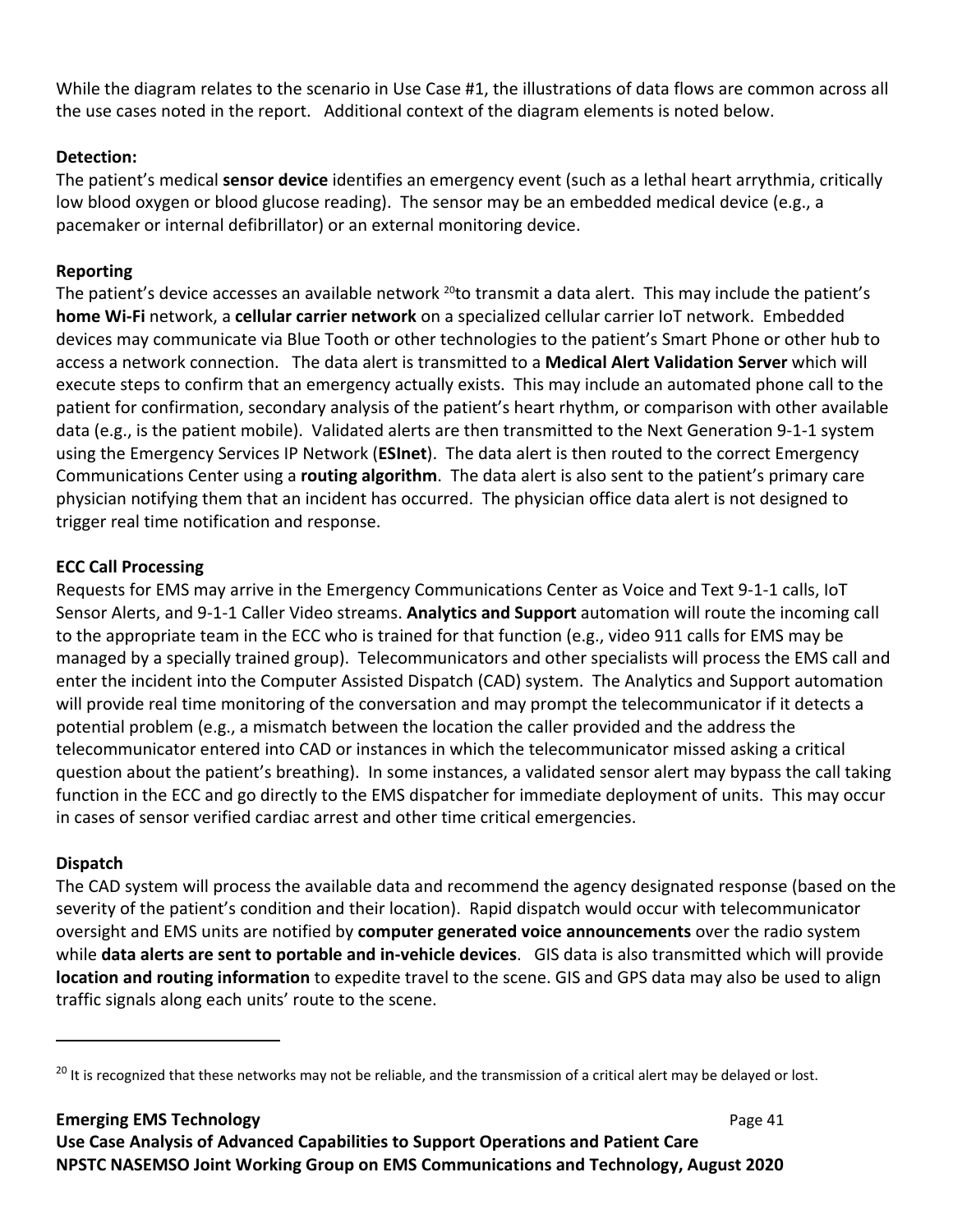While the diagram relates to the scenario in Use Case #1, the illustrations of data flows are common across all the use cases noted in the report. Additional context of the diagram elements is noted below.

**Detection:**

The patient's medical **sensor device** identifies an emergency event (such as a lethal heart arrythmia, critically low blood oxygen or blood glucose reading). The sensor may be an embedded medical device (e.g., a pacemaker or internal defibrillator) or an external monitoring device.

**Reporting**

The patient's device accesses an available network [20]to transmit a data alert. This may include the patient's **home Wi-Fi** network, a **cellular carrier network** on a specialized cellular carrier IoT network. Embedded devices may communicate via Blue Tooth or other technologies to the patient's Smart Phone or other hub to access a network connection. The data alert is transmitted to a **Medical Alert Validation Server** which will execute steps to confirm that an emergency actually exists. This may include an automated phone call to the patient for confirmation, secondary analysis of the patient's heart rhythm, or comparison with other available data (e.g., is the patient mobile). Validated alerts are then transmitted to the Next Generation 9-1-1 system using the Emergency Services IP Network (**ESInet**). The data alert is then routed to the correct Emergency Communications Center using a **routing algorithm**. The data alert is also sent to the patient's primary care physician notifying them that an incident has occurred. The physician office data alert is not designed to trigger real time notification and response.

**ECC Call Processing**

Requests for EMS may arrive in the Emergency Communications Center as Voice and Text 9-1-1 calls, IoT Sensor Alerts, and 9-1-1 Caller Video streams. **Analytics and Support** automation will route the incoming call to the appropriate team in the ECC who is trained for that function (e.g., video 911 calls for EMS may be managed by a specially trained group). Telecommunicators and other specialists will process the EMS call and enter the incident into the Computer Assisted Dispatch (CAD) system. The Analytics and Support automation will provide real time monitoring of the conversation and may prompt the telecommunicator if it detects a potential problem (e.g., a mismatch between the location the caller provided and the address the telecommunicator entered into CAD or instances in which the telecommunicator missed asking a critical question about the patient's breathing). In some instances, a validated sensor alert may bypass the call taking function in the ECC and go directly to the EMS dispatcher for immediate deployment of units. This may occur in cases of sensor verified cardiac arrest and other time critical emergencies.

**Dispatch**

The CAD system will process the available data and recommend the agency designated response (based on the severity of the patient's condition and their location). Rapid dispatch would occur with telecommunicator oversight and EMS units are notified by **computer generated voice announcements** over the radio system while **data alerts are sent to portable and in-vehicle devices**. GIS data is also transmitted which will provide **location and routing information** to expedite travel to the scene. GIS and GPS data may also be used to align traffic signals along each units' route to the scene.

---

[20] It is recognized that these networks may not be reliable, and the transmission of a critical alert may be delayed or lost.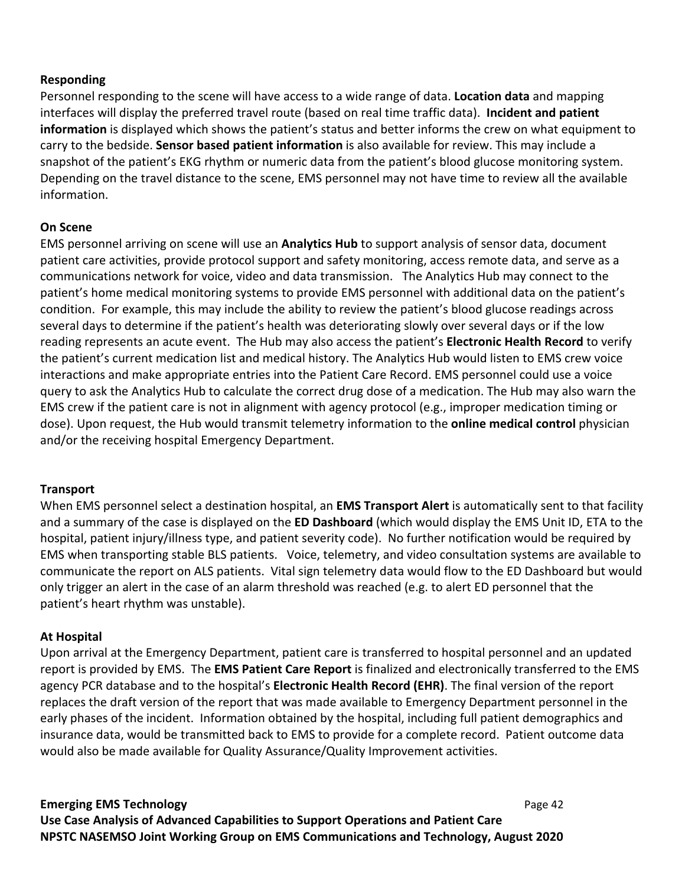**Responding**

Personnel responding to the scene will have access to a wide range of data. **Location data** and mapping interfaces will display the preferred travel route (based on real time traffic data). **Incident and patient information** is displayed which shows the patient's status and better informs the crew on what equipment to carry to the bedside. **Sensor based patient information** is also available for review. This may include a snapshot of the patient's EKG rhythm or numeric data from the patient's blood glucose monitoring system. Depending on the travel distance to the scene, EMS personnel may not have time to review all the available information.

**On Scene**

EMS personnel arriving on scene will use an **Analytics Hub** to support analysis of sensor data, document patient care activities, provide protocol support and safety monitoring, access remote data, and serve as a communications network for voice, video and data transmission. The Analytics Hub may connect to the patient's home medical monitoring systems to provide EMS personnel with additional data on the patient's condition. For example, this may include the ability to review the patient's blood glucose readings across several days to determine if the patient's health was deteriorating slowly over several days or if the low reading represents an acute event. The Hub may also access the patient's **Electronic Health Record** to verify the patient's current medication list and medical history. The Analytics Hub would listen to EMS crew voice interactions and make appropriate entries into the Patient Care Record. EMS personnel could use a voice query to ask the Analytics Hub to calculate the correct drug dose of a medication. The Hub may also warn the EMS crew if the patient care is not in alignment with agency protocol (e.g., improper medication timing or dose). Upon request, the Hub would transmit telemetry information to the **online medical control** physician and/or the receiving hospital Emergency Department.

**Transport**

When EMS personnel select a destination hospital, an **EMS Transport Alert** is automatically sent to that facility and a summary of the case is displayed on the **ED Dashboard** (which would display the EMS Unit ID, ETA to the hospital, patient injury/illness type, and patient severity code). No further notification would be required by EMS when transporting stable BLS patients. Voice, telemetry, and video consultation systems are available to communicate the report on ALS patients. Vital sign telemetry data would flow to the ED Dashboard but would only trigger an alert in the case of an alarm threshold was reached (e.g. to alert ED personnel that the patient's heart rhythm was unstable).

**At Hospital**

Upon arrival at the Emergency Department, patient care is transferred to hospital personnel and an updated report is provided by EMS. The **EMS Patient Care Report** is finalized and electronically transferred to the EMS agency PCR database and to the hospital's **Electronic Health Record (EHR)**. The final version of the report replaces the draft version of the report that was made available to Emergency Department personnel in the early phases of the incident. Information obtained by the hospital, including full patient demographics and insurance data, would be transmitted back to EMS to provide for a complete record. Patient outcome data would also be made available for Quality Assurance/Quality Improvement activities.